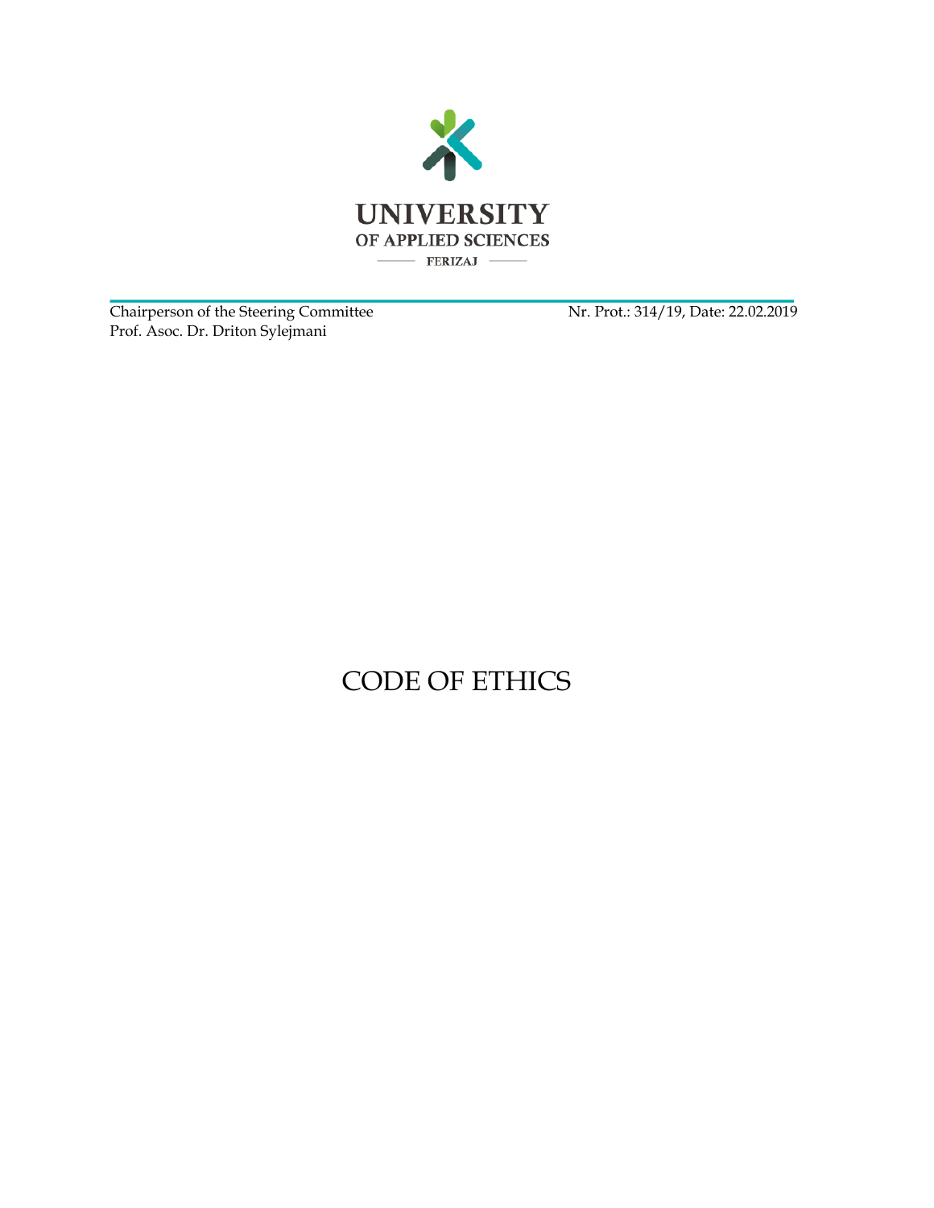UNIVERSITY
OF APPLIED SCIENCES
FERIZAJ

Chairperson of the Steering Committee
Prof. Asoc. Dr. Driton Sylejmani

Nr. Prot.: 314/19, Date: 22.02.2019

# CODE OF ETHICS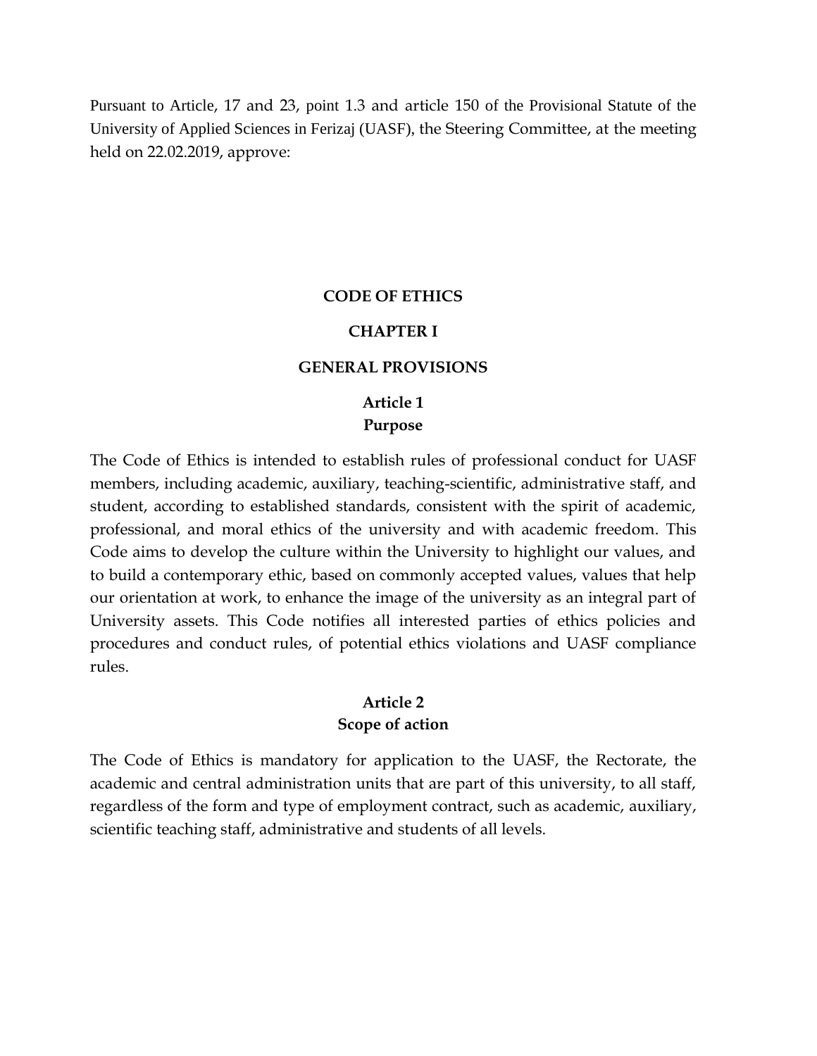Pursuant to Article, 17 and 23, point 1.3 and article 150 of the Provisional Statute of the University of Applied Sciences in Ferizaj (UASF), the Steering Committee, at the meeting held on 22.02.2019, approve:

# CODE OF ETHICS

## CHAPTER I

## GENERAL PROVISIONS

### Article 1
### Purpose

The Code of Ethics is intended to establish rules of professional conduct for UASF members, including academic, auxiliary, teaching-scientific, administrative staff, and student, according to established standards, consistent with the spirit of academic, professional, and moral ethics of the university and with academic freedom. This Code aims to develop the culture within the University to highlight our values, and to build a contemporary ethic, based on commonly accepted values, values that help our orientation at work, to enhance the image of the university as an integral part of University assets. This Code notifies all interested parties of ethics policies and procedures and conduct rules, of potential ethics violations and UASF compliance rules.

### Article 2
### Scope of action

The Code of Ethics is mandatory for application to the UASF, the Rectorate, the academic and central administration units that are part of this university, to all staff, regardless of the form and type of employment contract, such as academic, auxiliary, scientific teaching staff, administrative and students of all levels.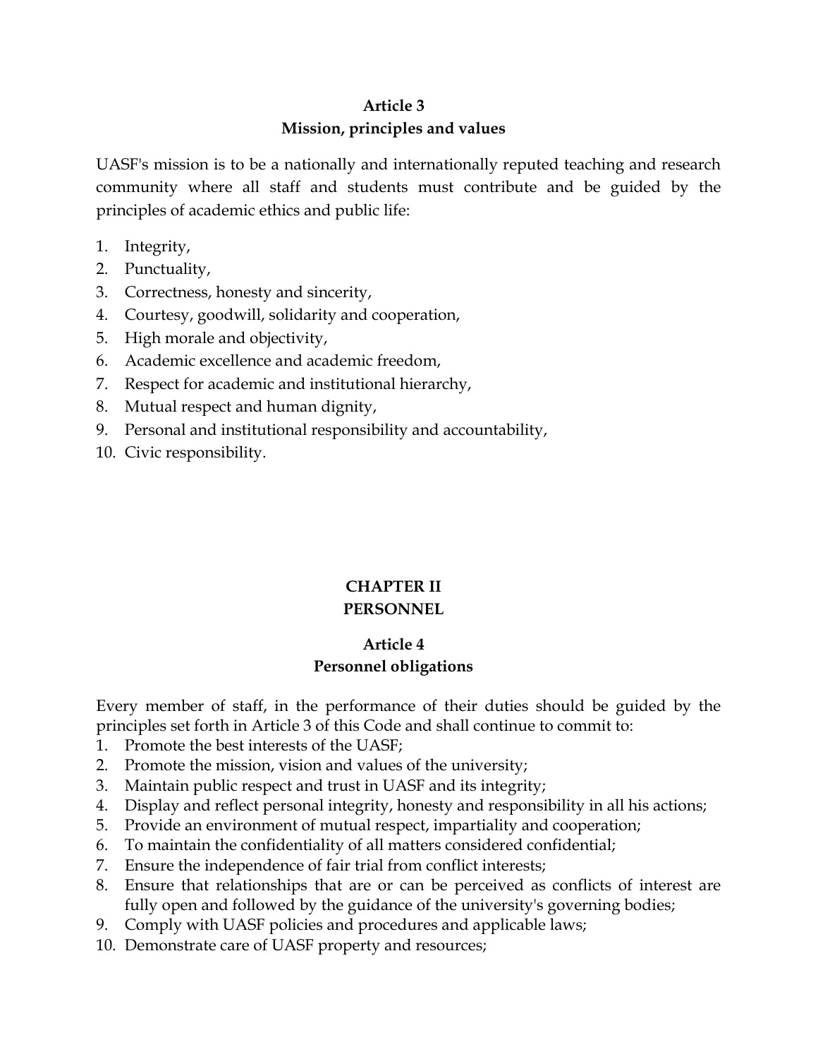## Article 3
## Mission, principles and values

UASF's mission is to be a nationally and internationally reputed teaching and research community where all staff and students must contribute and be guided by the principles of academic ethics and public life:

1. Integrity,
2. Punctuality,
3. Correctness, honesty and sincerity,
4. Courtesy, goodwill, solidarity and cooperation,
5. High morale and objectivity,
6. Academic excellence and academic freedom,
7. Respect for academic and institutional hierarchy,
8. Mutual respect and human dignity,
9. Personal and institutional responsibility and accountability,
10. Civic responsibility.

# CHAPTER II
# PERSONNEL

## Article 4
## Personnel obligations

Every member of staff, in the performance of their duties should be guided by the principles set forth in Article 3 of this Code and shall continue to commit to:

1. Promote the best interests of the UASF;
2. Promote the mission, vision and values of the university;
3. Maintain public respect and trust in UASF and its integrity;
4. Display and reflect personal integrity, honesty and responsibility in all his actions;
5. Provide an environment of mutual respect, impartiality and cooperation;
6. To maintain the confidentiality of all matters considered confidential;
7. Ensure the independence of fair trial from conflict interests;
8. Ensure that relationships that are or can be perceived as conflicts of interest are fully open and followed by the guidance of the university's governing bodies;
9. Comply with UASF policies and procedures and applicable laws;
10. Demonstrate care of UASF property and resources;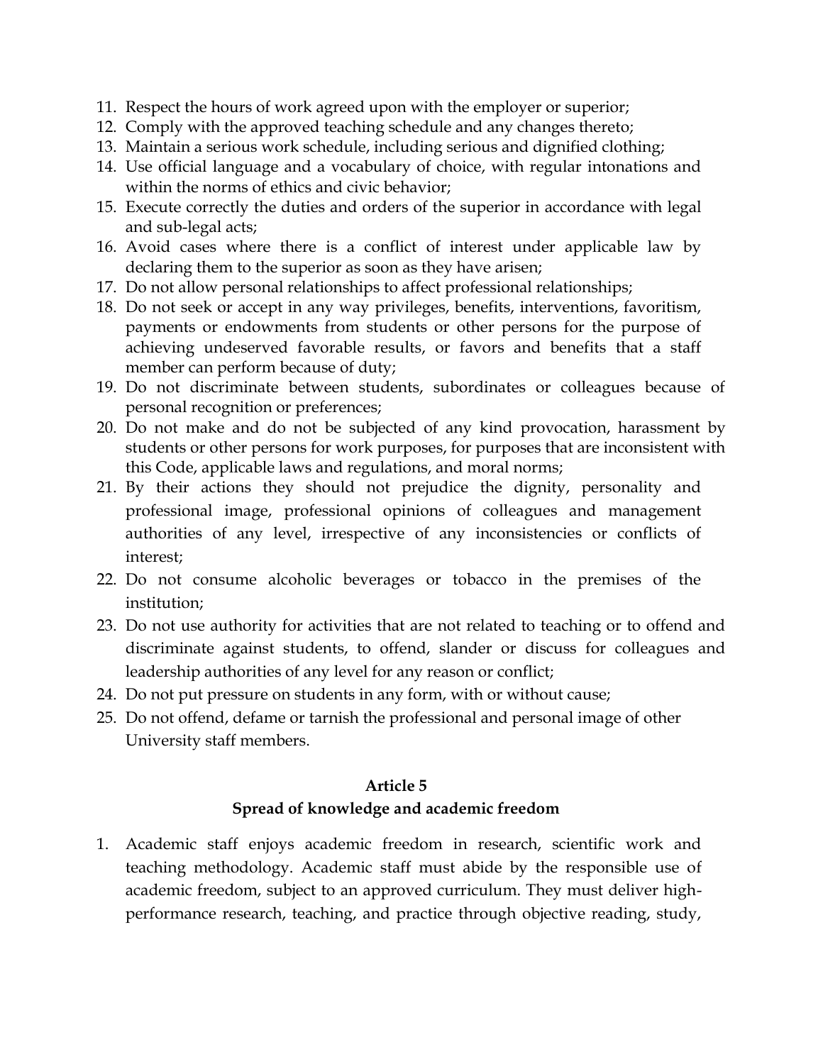11. Respect the hours of work agreed upon with the employer or superior;
12. Comply with the approved teaching schedule and any changes thereto;
13. Maintain a serious work schedule, including serious and dignified clothing;
14. Use official language and a vocabulary of choice, with regular intonations and within the norms of ethics and civic behavior;
15. Execute correctly the duties and orders of the superior in accordance with legal and sub-legal acts;
16. Avoid cases where there is a conflict of interest under applicable law by declaring them to the superior as soon as they have arisen;
17. Do not allow personal relationships to affect professional relationships;
18. Do not seek or accept in any way privileges, benefits, interventions, favoritism, payments or endowments from students or other persons for the purpose of achieving undeserved favorable results, or favors and benefits that a staff member can perform because of duty;
19. Do not discriminate between students, subordinates or colleagues because of personal recognition or preferences;
20. Do not make and do not be subjected of any kind provocation, harassment by students or other persons for work purposes, for purposes that are inconsistent with this Code, applicable laws and regulations, and moral norms;
21. By their actions they should not prejudice the dignity, personality and professional image, professional opinions of colleagues and management authorities of any level, irrespective of any inconsistencies or conflicts of interest;
22. Do not consume alcoholic beverages or tobacco in the premises of the institution;
23. Do not use authority for activities that are not related to teaching or to offend and discriminate against students, to offend, slander or discuss for colleagues and leadership authorities of any level for any reason or conflict;
24. Do not put pressure on students in any form, with or without cause;
25. Do not offend, defame or tarnish the professional and personal image of other University staff members.

## Article 5
## Spread of knowledge and academic freedom

1. Academic staff enjoys academic freedom in research, scientific work and teaching methodology. Academic staff must abide by the responsible use of academic freedom, subject to an approved curriculum. They must deliver high-performance research, teaching, and practice through objective reading, study,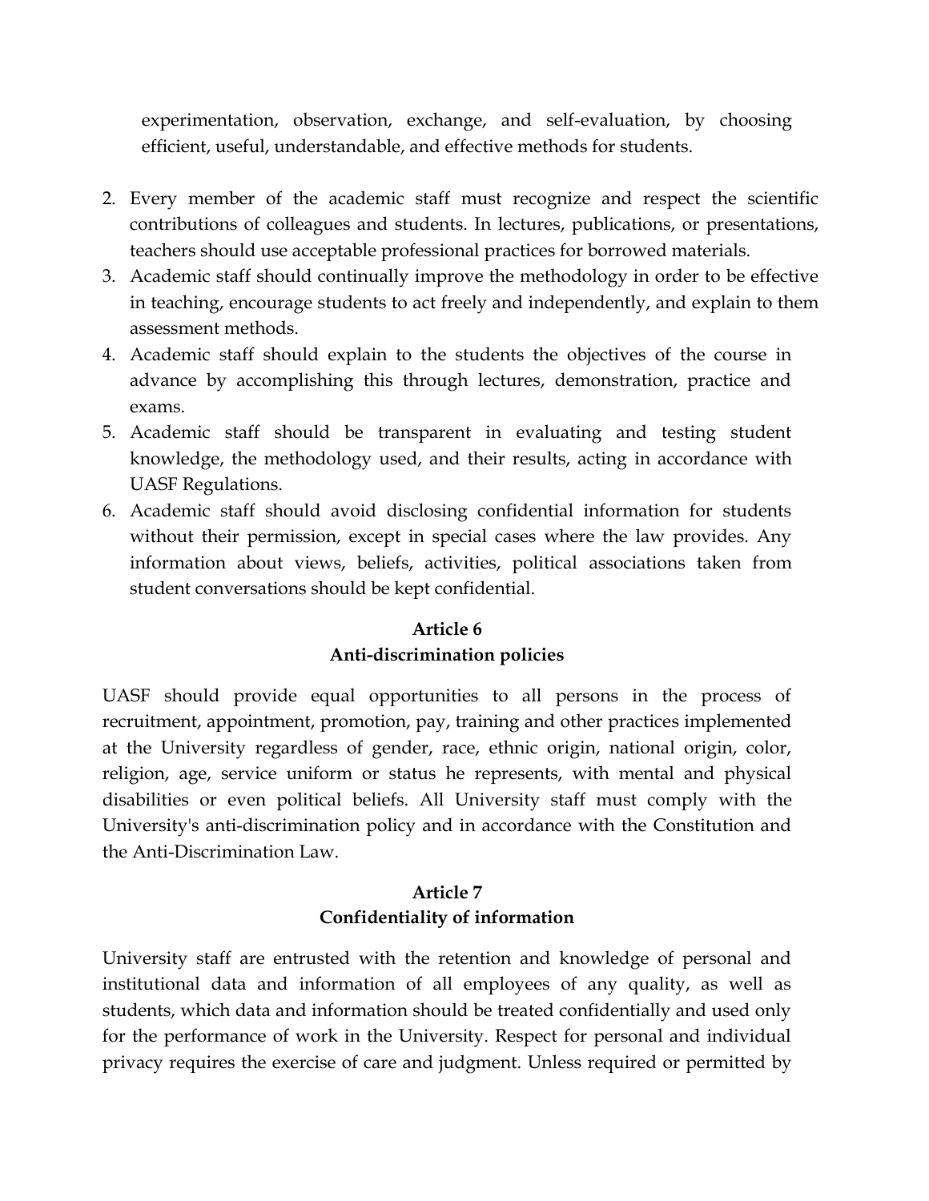experimentation, observation, exchange, and self-evaluation, by choosing efficient, useful, understandable, and effective methods for students.

2. Every member of the academic staff must recognize and respect the scientific contributions of colleagues and students. In lectures, publications, or presentations, teachers should use acceptable professional practices for borrowed materials.
3. Academic staff should continually improve the methodology in order to be effective in teaching, encourage students to act freely and independently, and explain to them assessment methods.
4. Academic staff should explain to the students the objectives of the course in advance by accomplishing this through lectures, demonstration, practice and exams.
5. Academic staff should be transparent in evaluating and testing student knowledge, the methodology used, and their results, acting in accordance with UASF Regulations.
6. Academic staff should avoid disclosing confidential information for students without their permission, except in special cases where the law provides. Any information about views, beliefs, activities, political associations taken from student conversations should be kept confidential.

### Article 6
### Anti-discrimination policies

UASF should provide equal opportunities to all persons in the process of recruitment, appointment, promotion, pay, training and other practices implemented at the University regardless of gender, race, ethnic origin, national origin, color, religion, age, service uniform or status he represents, with mental and physical disabilities or even political beliefs. All University staff must comply with the University's anti-discrimination policy and in accordance with the Constitution and the Anti-Discrimination Law.

### Article 7
### Confidentiality of information

University staff are entrusted with the retention and knowledge of personal and institutional data and information of all employees of any quality, as well as students, which data and information should be treated confidentially and used only for the performance of work in the University. Respect for personal and individual privacy requires the exercise of care and judgment. Unless required or permitted by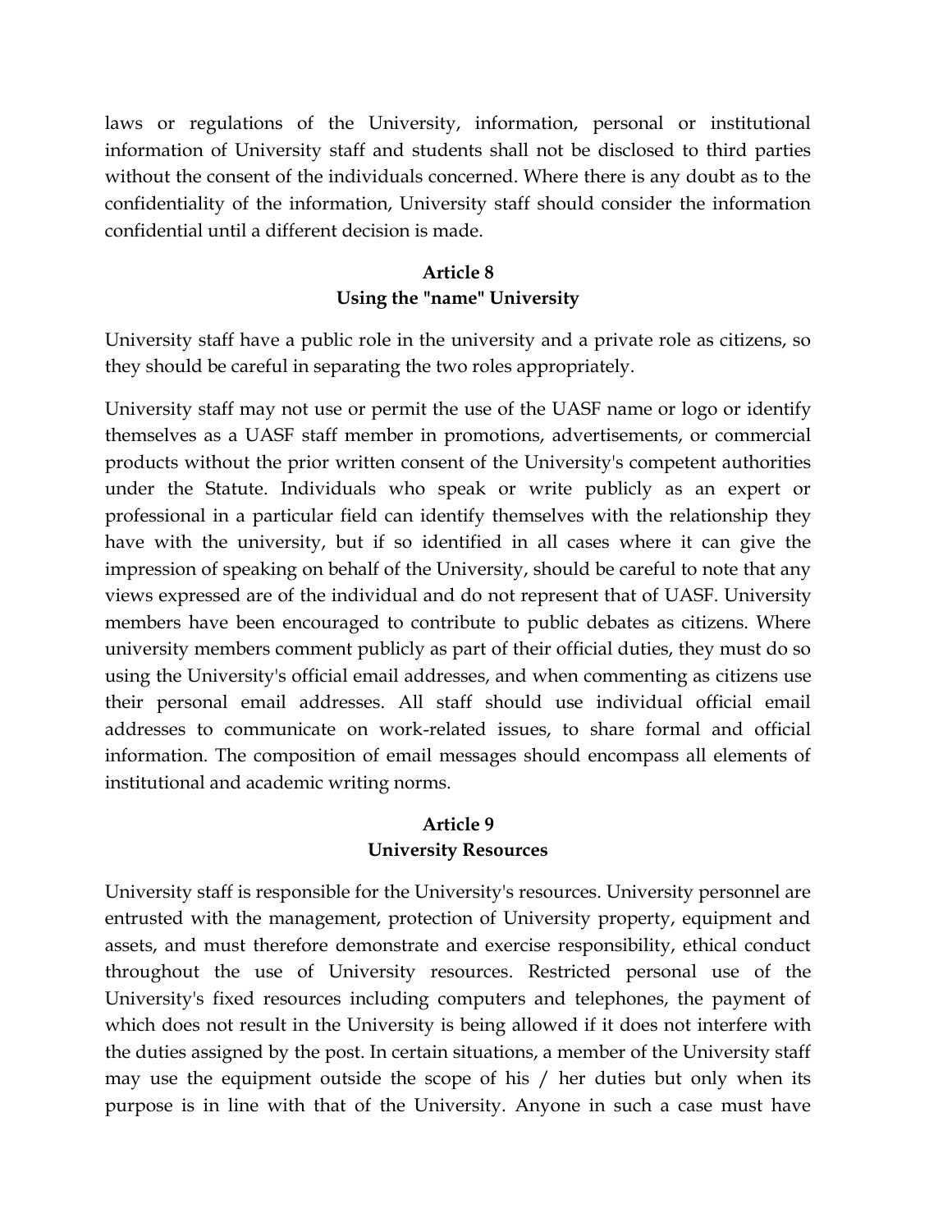laws or regulations of the University, information, personal or institutional information of University staff and students shall not be disclosed to third parties without the consent of the individuals concerned. Where there is any doubt as to the confidentiality of the information, University staff should consider the information confidential until a different decision is made.

## Article 8
## Using the "name" University

University staff have a public role in the university and a private role as citizens, so they should be careful in separating the two roles appropriately.

University staff may not use or permit the use of the UASF name or logo or identify themselves as a UASF staff member in promotions, advertisements, or commercial products without the prior written consent of the University's competent authorities under the Statute. Individuals who speak or write publicly as an expert or professional in a particular field can identify themselves with the relationship they have with the university, but if so identified in all cases where it can give the impression of speaking on behalf of the University, should be careful to note that any views expressed are of the individual and do not represent that of UASF. University members have been encouraged to contribute to public debates as citizens. Where university members comment publicly as part of their official duties, they must do so using the University's official email addresses, and when commenting as citizens use their personal email addresses. All staff should use individual official email addresses to communicate on work-related issues, to share formal and official information. The composition of email messages should encompass all elements of institutional and academic writing norms.

## Article 9
## University Resources

University staff is responsible for the University's resources. University personnel are entrusted with the management, protection of University property, equipment and assets, and must therefore demonstrate and exercise responsibility, ethical conduct throughout the use of University resources. Restricted personal use of the University's fixed resources including computers and telephones, the payment of which does not result in the University is being allowed if it does not interfere with the duties assigned by the post. In certain situations, a member of the University staff may use the equipment outside the scope of his / her duties but only when its purpose is in line with that of the University. Anyone in such a case must have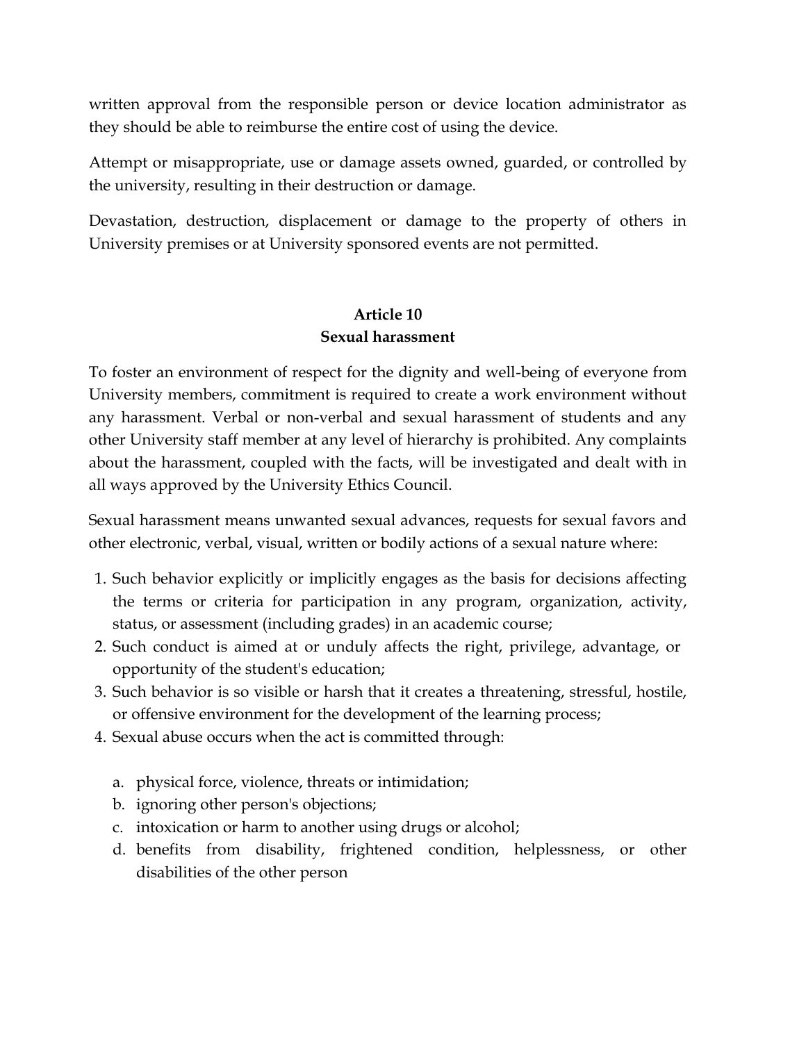written approval from the responsible person or device location administrator as they should be able to reimburse the entire cost of using the device.

Attempt or misappropriate, use or damage assets owned, guarded, or controlled by the university, resulting in their destruction or damage.

Devastation, destruction, displacement or damage to the property of others in University premises or at University sponsored events are not permitted.

## Article 10
## Sexual harassment

To foster an environment of respect for the dignity and well-being of everyone from University members, commitment is required to create a work environment without any harassment. Verbal or non-verbal and sexual harassment of students and any other University staff member at any level of hierarchy is prohibited. Any complaints about the harassment, coupled with the facts, will be investigated and dealt with in all ways approved by the University Ethics Council.

Sexual harassment means unwanted sexual advances, requests for sexual favors and other electronic, verbal, visual, written or bodily actions of a sexual nature where:

1. Such behavior explicitly or implicitly engages as the basis for decisions affecting the terms or criteria for participation in any program, organization, activity, status, or assessment (including grades) in an academic course;
2. Such conduct is aimed at or unduly affects the right, privilege, advantage, or opportunity of the student's education;
3. Such behavior is so visible or harsh that it creates a threatening, stressful, hostile, or offensive environment for the development of the learning process;
4. Sexual abuse occurs when the act is committed through:

    a. physical force, violence, threats or intimidation;
    b. ignoring other person's objections;
    c. intoxication or harm to another using drugs or alcohol;
    d. benefits from disability, frightened condition, helplessness, or other disabilities of the other person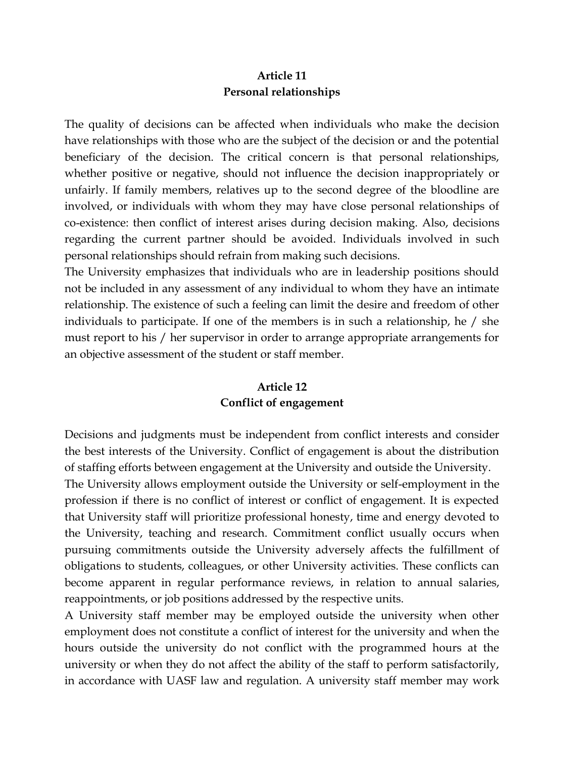**Article 11**
**Personal relationships**

The quality of decisions can be affected when individuals who make the decision have relationships with those who are the subject of the decision or and the potential beneficiary of the decision. The critical concern is that personal relationships, whether positive or negative, should not influence the decision inappropriately or unfairly. If family members, relatives up to the second degree of the bloodline are involved, or individuals with whom they may have close personal relationships of co-existence: then conflict of interest arises during decision making. Also, decisions regarding the current partner should be avoided. Individuals involved in such personal relationships should refrain from making such decisions.

The University emphasizes that individuals who are in leadership positions should not be included in any assessment of any individual to whom they have an intimate relationship. The existence of such a feeling can limit the desire and freedom of other individuals to participate. If one of the members is in such a relationship, he / she must report to his / her supervisor in order to arrange appropriate arrangements for an objective assessment of the student or staff member.

**Article 12**
**Conflict of engagement**

Decisions and judgments must be independent from conflict interests and consider the best interests of the University. Conflict of engagement is about the distribution of staffing efforts between engagement at the University and outside the University.

The University allows employment outside the University or self-employment in the profession if there is no conflict of interest or conflict of engagement. It is expected that University staff will prioritize professional honesty, time and energy devoted to the University, teaching and research. Commitment conflict usually occurs when pursuing commitments outside the University adversely affects the fulfillment of obligations to students, colleagues, or other University activities. These conflicts can become apparent in regular performance reviews, in relation to annual salaries, reappointments, or job positions addressed by the respective units.

A University staff member may be employed outside the university when other employment does not constitute a conflict of interest for the university and when the hours outside the university do not conflict with the programmed hours at the university or when they do not affect the ability of the staff to perform satisfactorily, in accordance with UASF law and regulation. A university staff member may work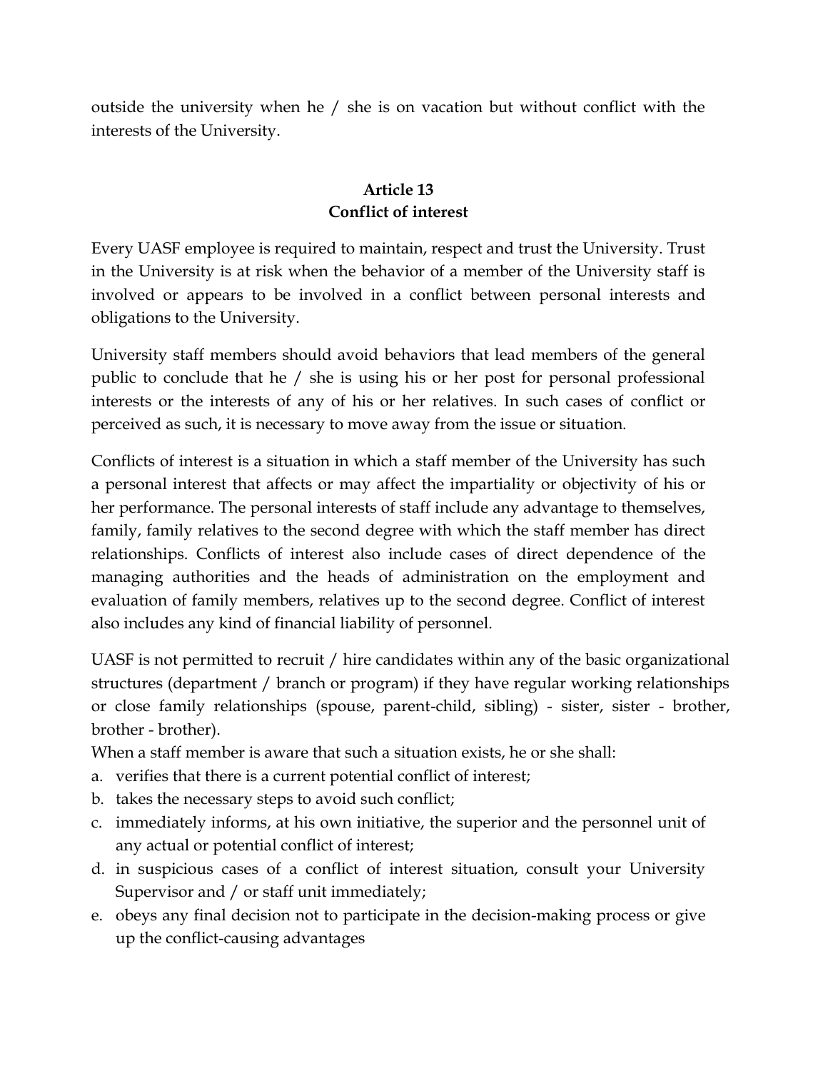outside the university when he / she is on vacation but without conflict with the interests of the University.

## Article 13
## Conflict of interest

Every UASF employee is required to maintain, respect and trust the University. Trust in the University is at risk when the behavior of a member of the University staff is involved or appears to be involved in a conflict between personal interests and obligations to the University.

University staff members should avoid behaviors that lead members of the general public to conclude that he / she is using his or her post for personal professional interests or the interests of any of his or her relatives. In such cases of conflict or perceived as such, it is necessary to move away from the issue or situation.

Conflicts of interest is a situation in which a staff member of the University has such a personal interest that affects or may affect the impartiality or objectivity of his or her performance. The personal interests of staff include any advantage to themselves, family, family relatives to the second degree with which the staff member has direct relationships. Conflicts of interest also include cases of direct dependence of the managing authorities and the heads of administration on the employment and evaluation of family members, relatives up to the second degree. Conflict of interest also includes any kind of financial liability of personnel.

UASF is not permitted to recruit / hire candidates within any of the basic organizational structures (department / branch or program) if they have regular working relationships or close family relationships (spouse, parent-child, sibling) - sister, sister - brother, brother - brother).

When a staff member is aware that such a situation exists, he or she shall:

a. verifies that there is a current potential conflict of interest;
b. takes the necessary steps to avoid such conflict;
c. immediately informs, at his own initiative, the superior and the personnel unit of any actual or potential conflict of interest;
d. in suspicious cases of a conflict of interest situation, consult your University Supervisor and / or staff unit immediately;
e. obeys any final decision not to participate in the decision-making process or give up the conflict-causing advantages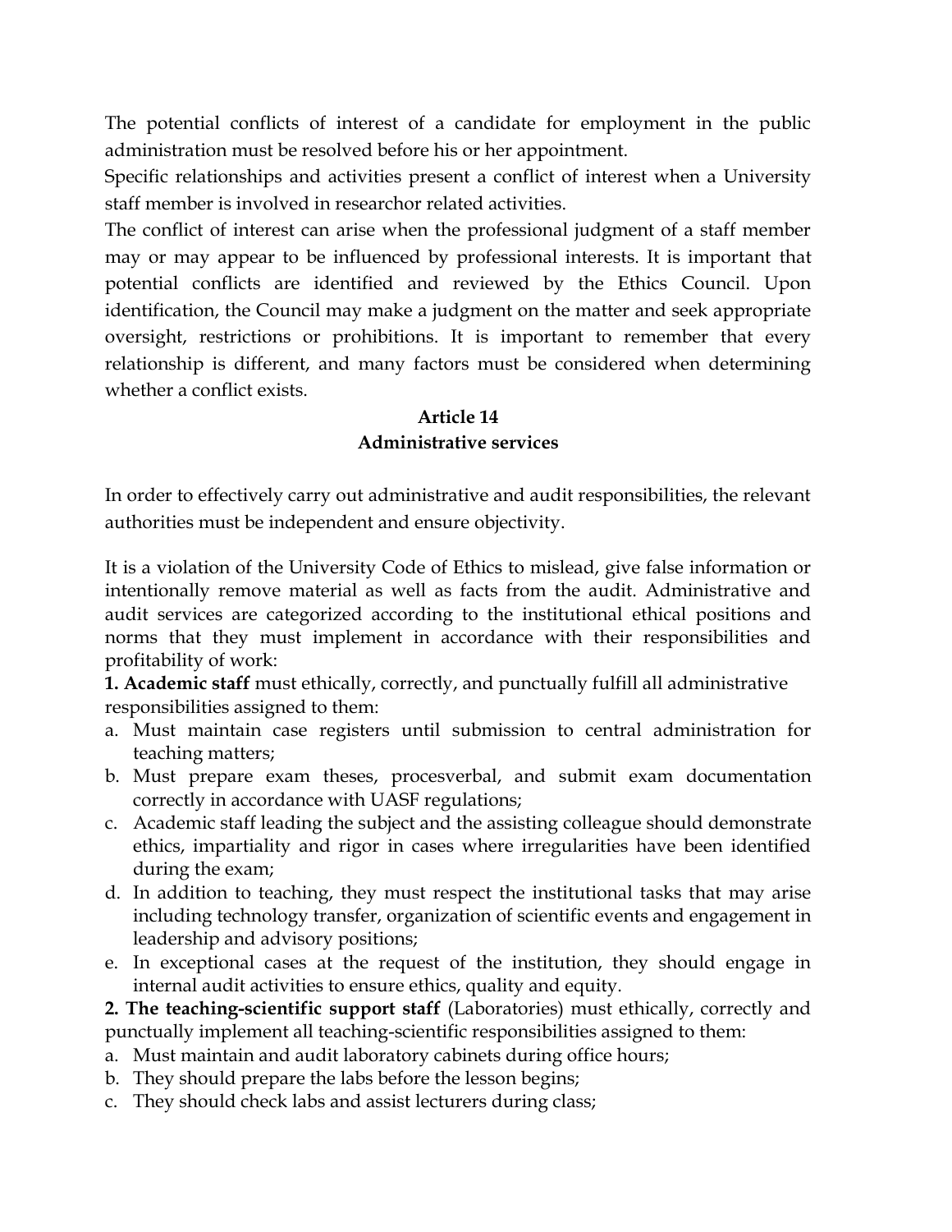The potential conflicts of interest of a candidate for employment in the public administration must be resolved before his or her appointment.

Specific relationships and activities present a conflict of interest when a University staff member is involved in researchor related activities.

The conflict of interest can arise when the professional judgment of a staff member may or may appear to be influenced by professional interests. It is important that potential conflicts are identified and reviewed by the Ethics Council. Upon identification, the Council may make a judgment on the matter and seek appropriate oversight, restrictions or prohibitions. It is important to remember that every relationship is different, and many factors must be considered when determining whether a conflict exists.

## Article 14
## Administrative services

In order to effectively carry out administrative and audit responsibilities, the relevant authorities must be independent and ensure objectivity.

It is a violation of the University Code of Ethics to mislead, give false information or intentionally remove material as well as facts from the audit. Administrative and audit services are categorized according to the institutional ethical positions and norms that they must implement in accordance with their responsibilities and profitability of work:

**1. Academic staff** must ethically, correctly, and punctually fulfill all administrative responsibilities assigned to them:

a. Must maintain case registers until submission to central administration for teaching matters;
b. Must prepare exam theses, procesverbal, and submit exam documentation correctly in accordance with UASF regulations;
c. Academic staff leading the subject and the assisting colleague should demonstrate ethics, impartiality and rigor in cases where irregularities have been identified during the exam;
d. In addition to teaching, they must respect the institutional tasks that may arise including technology transfer, organization of scientific events and engagement in leadership and advisory positions;
e. In exceptional cases at the request of the institution, they should engage in internal audit activities to ensure ethics, quality and equity.

**2. The teaching-scientific support staff** (Laboratories) must ethically, correctly and punctually implement all teaching-scientific responsibilities assigned to them:

a. Must maintain and audit laboratory cabinets during office hours;
b. They should prepare the labs before the lesson begins;
c. They should check labs and assist lecturers during class;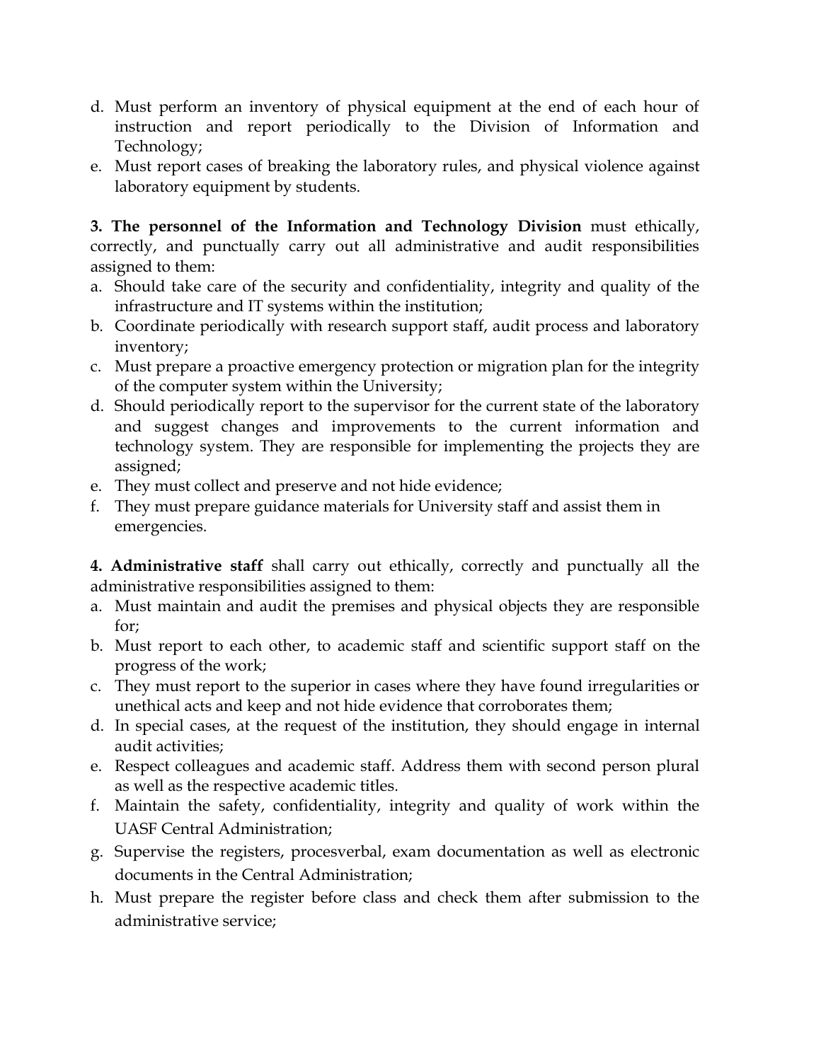d. Must perform an inventory of physical equipment at the end of each hour of instruction and report periodically to the Division of Information and Technology;
e. Must report cases of breaking the laboratory rules, and physical violence against laboratory equipment by students.

**3. The personnel of the Information and Technology Division** must ethically, correctly, and punctually carry out all administrative and audit responsibilities assigned to them:

a. Should take care of the security and confidentiality, integrity and quality of the infrastructure and IT systems within the institution;
b. Coordinate periodically with research support staff, audit process and laboratory inventory;
c. Must prepare a proactive emergency protection or migration plan for the integrity of the computer system within the University;
d. Should periodically report to the supervisor for the current state of the laboratory and suggest changes and improvements to the current information and technology system. They are responsible for implementing the projects they are assigned;
e. They must collect and preserve and not hide evidence;
f. They must prepare guidance materials for University staff and assist them in emergencies.

**4. Administrative staff** shall carry out ethically, correctly and punctually all the administrative responsibilities assigned to them:

a. Must maintain and audit the premises and physical objects they are responsible for;
b. Must report to each other, to academic staff and scientific support staff on the progress of the work;
c. They must report to the superior in cases where they have found irregularities or unethical acts and keep and not hide evidence that corroborates them;
d. In special cases, at the request of the institution, they should engage in internal audit activities;
e. Respect colleagues and academic staff. Address them with second person plural as well as the respective academic titles.
f. Maintain the safety, confidentiality, integrity and quality of work within the UASF Central Administration;
g. Supervise the registers, procesverbal, exam documentation as well as electronic documents in the Central Administration;
h. Must prepare the register before class and check them after submission to the administrative service;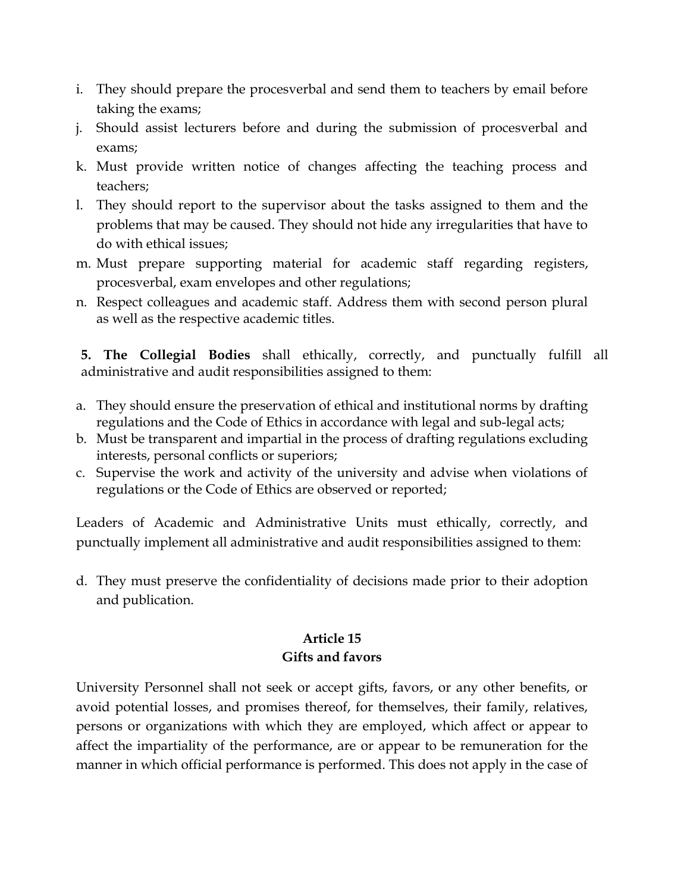i. They should prepare the procesverbal and send them to teachers by email before taking the exams;
j. Should assist lecturers before and during the submission of procesverbal and exams;
k. Must provide written notice of changes affecting the teaching process and teachers;
l. They should report to the supervisor about the tasks assigned to them and the problems that may be caused. They should not hide any irregularities that have to do with ethical issues;
m. Must prepare supporting material for academic staff regarding registers, procesverbal, exam envelopes and other regulations;
n. Respect colleagues and academic staff. Address them with second person plural as well as the respective academic titles.

**5. The Collegial Bodies** shall ethically, correctly, and punctually fulfill all administrative and audit responsibilities assigned to them:

a. They should ensure the preservation of ethical and institutional norms by drafting regulations and the Code of Ethics in accordance with legal and sub-legal acts;
b. Must be transparent and impartial in the process of drafting regulations excluding interests, personal conflicts or superiors;
c. Supervise the work and activity of the university and advise when violations of regulations or the Code of Ethics are observed or reported;

Leaders of Academic and Administrative Units must ethically, correctly, and punctually implement all administrative and audit responsibilities assigned to them:

d. They must preserve the confidentiality of decisions made prior to their adoption and publication.

### Article 15
### Gifts and favors

University Personnel shall not seek or accept gifts, favors, or any other benefits, or avoid potential losses, and promises thereof, for themselves, their family, relatives, persons or organizations with which they are employed, which affect or appear to affect the impartiality of the performance, are or appear to be remuneration for the manner in which official performance is performed. This does not apply in the case of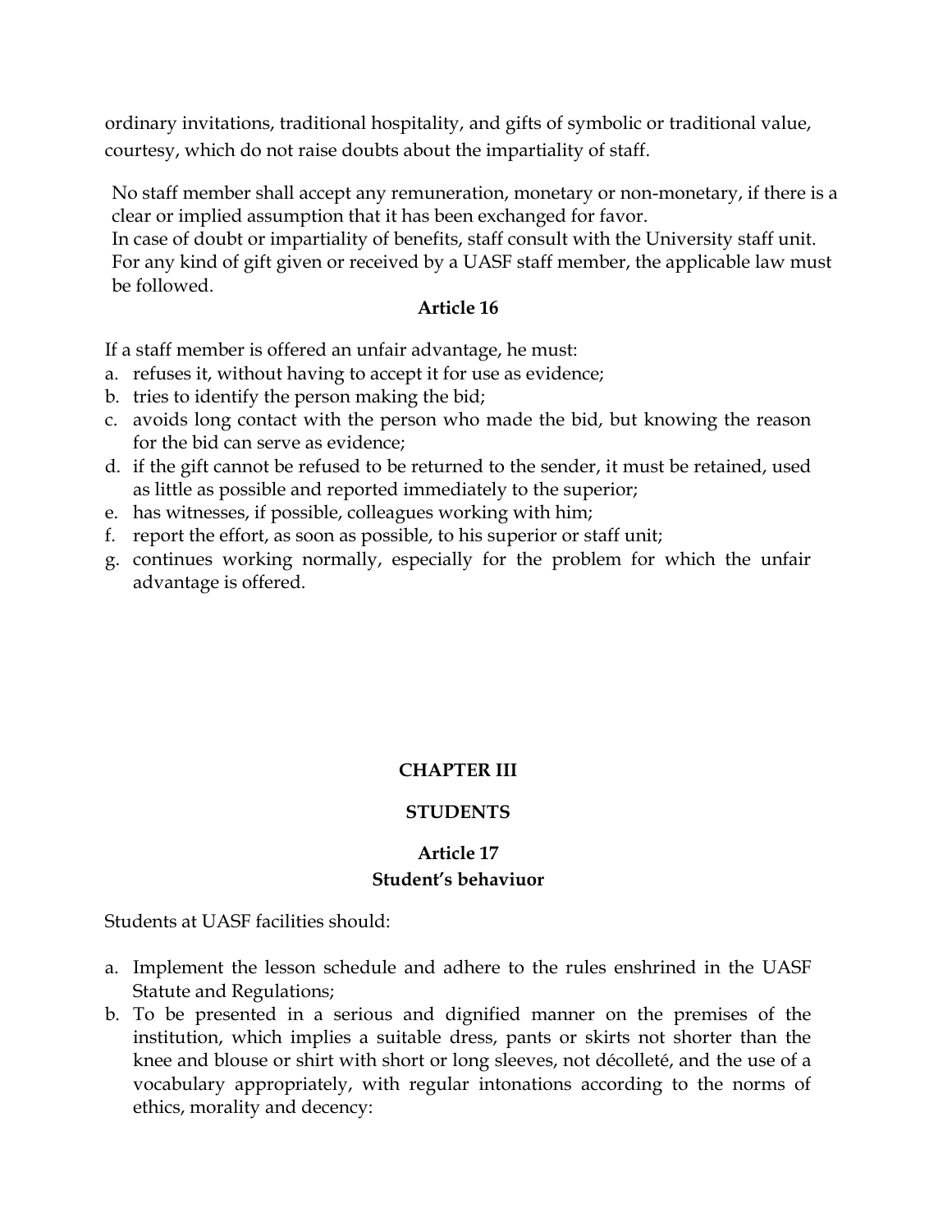ordinary invitations, traditional hospitality, and gifts of symbolic or traditional value, courtesy, which do not raise doubts about the impartiality of staff.

No staff member shall accept any remuneration, monetary or non-monetary, if there is a clear or implied assumption that it has been exchanged for favor.
In case of doubt or impartiality of benefits, staff consult with the University staff unit.
For any kind of gift given or received by a UASF staff member, the applicable law must be followed.

**Article 16**

If a staff member is offered an unfair advantage, he must:

a. refuses it, without having to accept it for use as evidence;
b. tries to identify the person making the bid;
c. avoids long contact with the person who made the bid, but knowing the reason for the bid can serve as evidence;
d. if the gift cannot be refused to be returned to the sender, it must be retained, used as little as possible and reported immediately to the superior;
e. has witnesses, if possible, colleagues working with him;
f. report the effort, as soon as possible, to his superior or staff unit;
g. continues working normally, especially for the problem for which the unfair advantage is offered.

## CHAPTER III

## STUDENTS

### Article 17
### Student's behaviuor

Students at UASF facilities should:

a. Implement the lesson schedule and adhere to the rules enshrined in the UASF Statute and Regulations;
b. To be presented in a serious and dignified manner on the premises of the institution, which implies a suitable dress, pants or skirts not shorter than the knee and blouse or shirt with short or long sleeves, not décolleté, and the use of a vocabulary appropriately, with regular intonations according to the norms of ethics, morality and decency: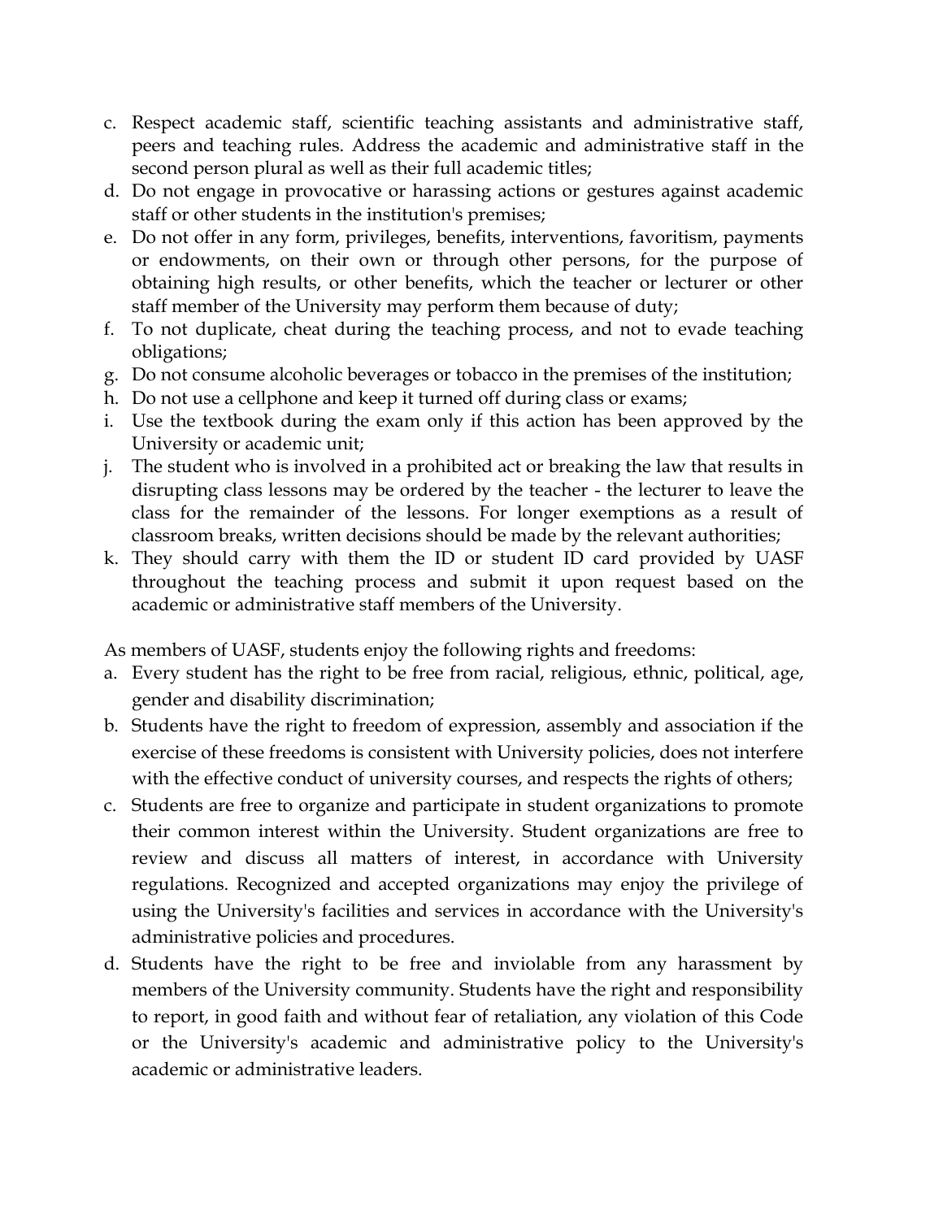c. Respect academic staff, scientific teaching assistants and administrative staff, peers and teaching rules. Address the academic and administrative staff in the second person plural as well as their full academic titles;
d. Do not engage in provocative or harassing actions or gestures against academic staff or other students in the institution's premises;
e. Do not offer in any form, privileges, benefits, interventions, favoritism, payments or endowments, on their own or through other persons, for the purpose of obtaining high results, or other benefits, which the teacher or lecturer or other staff member of the University may perform them because of duty;
f. To not duplicate, cheat during the teaching process, and not to evade teaching obligations;
g. Do not consume alcoholic beverages or tobacco in the premises of the institution;
h. Do not use a cellphone and keep it turned off during class or exams;
i. Use the textbook during the exam only if this action has been approved by the University or academic unit;
j. The student who is involved in a prohibited act or breaking the law that results in disrupting class lessons may be ordered by the teacher - the lecturer to leave the class for the remainder of the lessons. For longer exemptions as a result of classroom breaks, written decisions should be made by the relevant authorities;
k. They should carry with them the ID or student ID card provided by UASF throughout the teaching process and submit it upon request based on the academic or administrative staff members of the University.

As members of UASF, students enjoy the following rights and freedoms:

a. Every student has the right to be free from racial, religious, ethnic, political, age, gender and disability discrimination;
b. Students have the right to freedom of expression, assembly and association if the exercise of these freedoms is consistent with University policies, does not interfere with the effective conduct of university courses, and respects the rights of others;
c. Students are free to organize and participate in student organizations to promote their common interest within the University. Student organizations are free to review and discuss all matters of interest, in accordance with University regulations. Recognized and accepted organizations may enjoy the privilege of using the University's facilities and services in accordance with the University's administrative policies and procedures.
d. Students have the right to be free and inviolable from any harassment by members of the University community. Students have the right and responsibility to report, in good faith and without fear of retaliation, any violation of this Code or the University's academic and administrative policy to the University's academic or administrative leaders.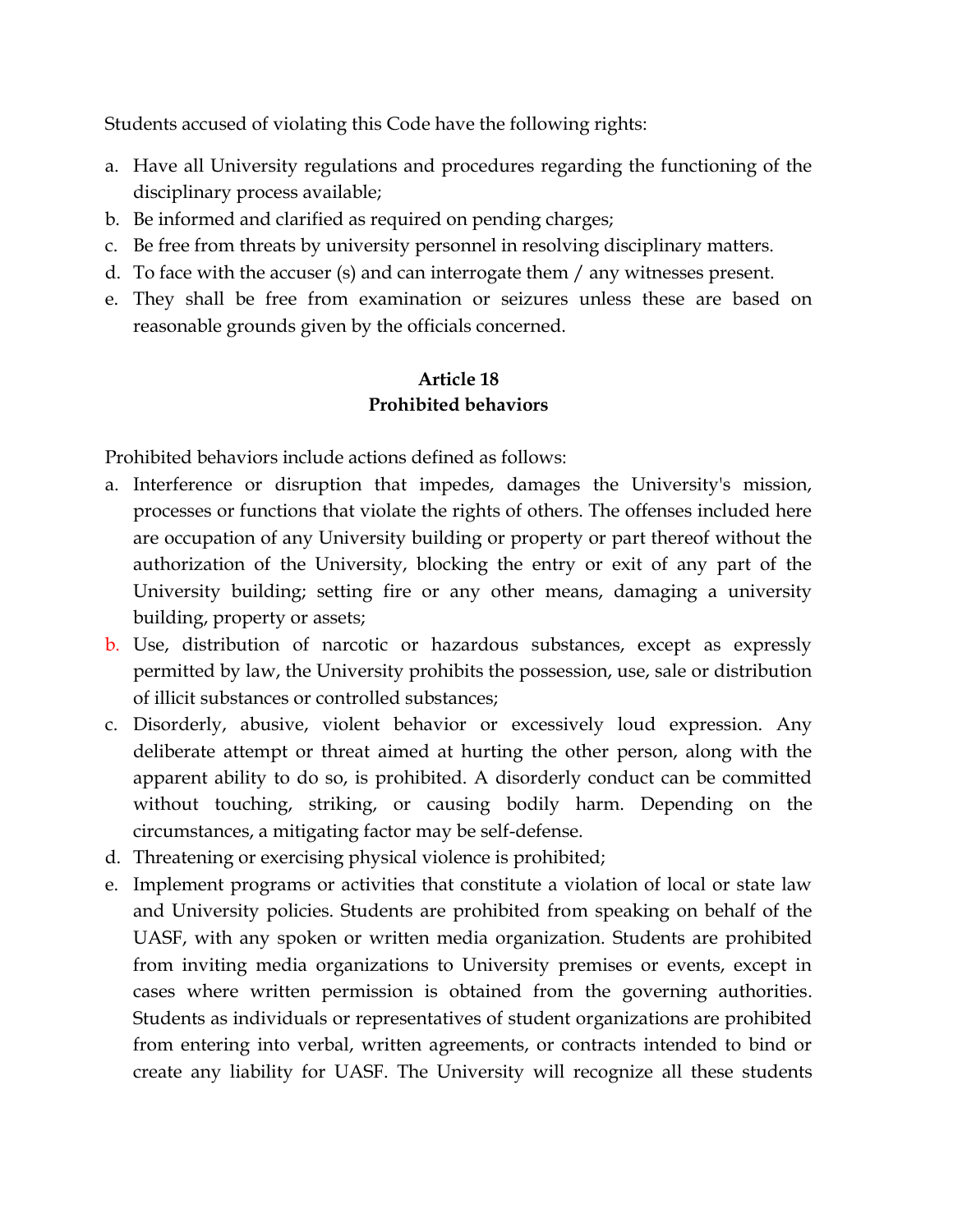Students accused of violating this Code have the following rights:

a. Have all University regulations and procedures regarding the functioning of the disciplinary process available;
b. Be informed and clarified as required on pending charges;
c. Be free from threats by university personnel in resolving disciplinary matters.
d. To face with the accuser (s) and can interrogate them / any witnesses present.
e. They shall be free from examination or seizures unless these are based on reasonable grounds given by the officials concerned.

**Article 18**
**Prohibited behaviors**

Prohibited behaviors include actions defined as follows:

a. Interference or disruption that impedes, damages the University's mission, processes or functions that violate the rights of others. The offenses included here are occupation of any University building or property or part thereof without the authorization of the University, blocking the entry or exit of any part of the University building; setting fire or any other means, damaging a university building, property or assets;
b. Use, distribution of narcotic or hazardous substances, except as expressly permitted by law, the University prohibits the possession, use, sale or distribution of illicit substances or controlled substances;
c. Disorderly, abusive, violent behavior or excessively loud expression. Any deliberate attempt or threat aimed at hurting the other person, along with the apparent ability to do so, is prohibited. A disorderly conduct can be committed without touching, striking, or causing bodily harm. Depending on the circumstances, a mitigating factor may be self-defense.
d. Threatening or exercising physical violence is prohibited;
e. Implement programs or activities that constitute a violation of local or state law and University policies. Students are prohibited from speaking on behalf of the UASF, with any spoken or written media organization. Students are prohibited from inviting media organizations to University premises or events, except in cases where written permission is obtained from the governing authorities. Students as individuals or representatives of student organizations are prohibited from entering into verbal, written agreements, or contracts intended to bind or create any liability for UASF. The University will recognize all these students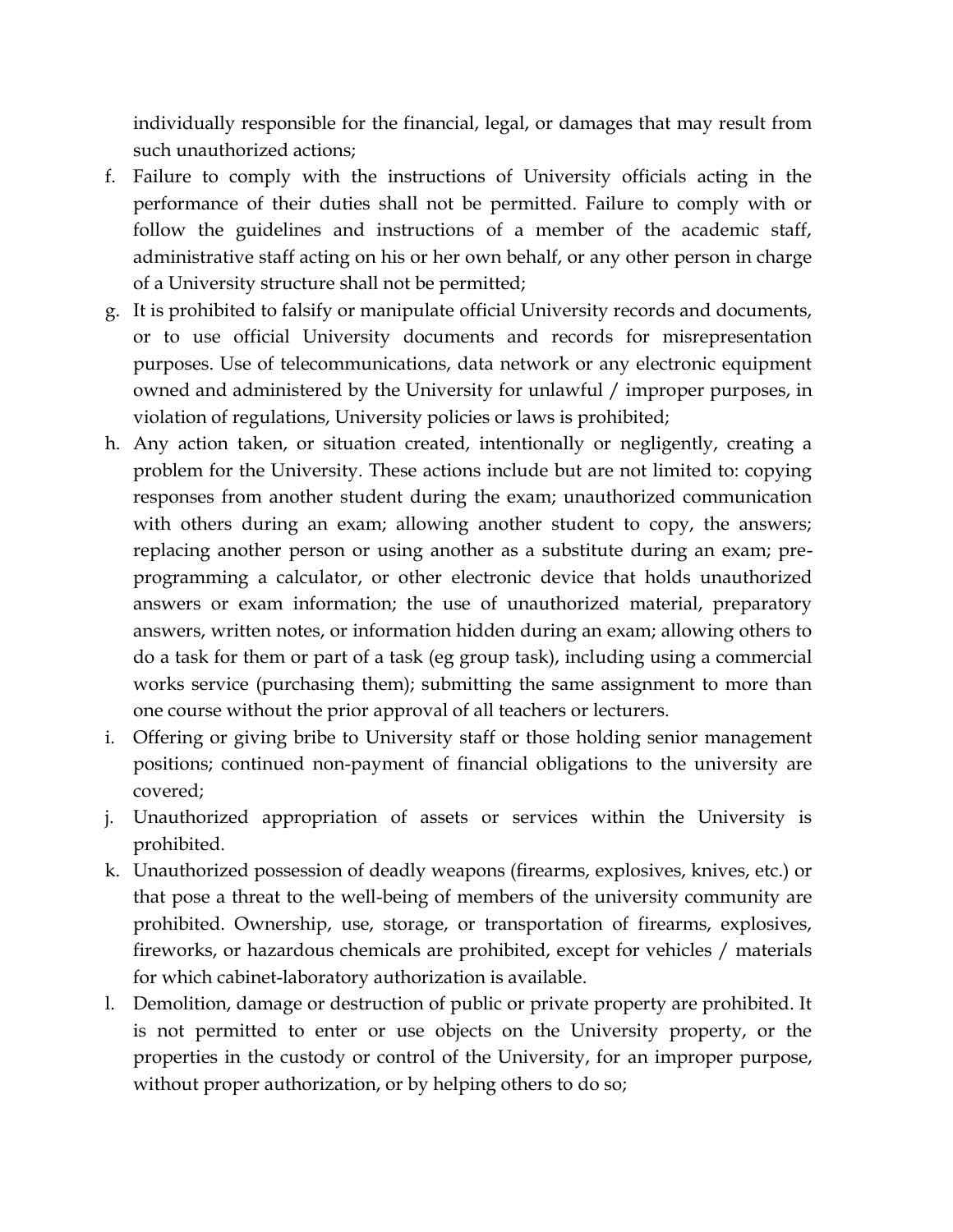individually responsible for the financial, legal, or damages that may result from such unauthorized actions;

f. Failure to comply with the instructions of University officials acting in the performance of their duties shall not be permitted. Failure to comply with or follow the guidelines and instructions of a member of the academic staff, administrative staff acting on his or her own behalf, or any other person in charge of a University structure shall not be permitted;
g. It is prohibited to falsify or manipulate official University records and documents, or to use official University documents and records for misrepresentation purposes. Use of telecommunications, data network or any electronic equipment owned and administered by the University for unlawful / improper purposes, in violation of regulations, University policies or laws is prohibited;
h. Any action taken, or situation created, intentionally or negligently, creating a problem for the University. These actions include but are not limited to: copying responses from another student during the exam; unauthorized communication with others during an exam; allowing another student to copy, the answers; replacing another person or using another as a substitute during an exam; pre-programming a calculator, or other electronic device that holds unauthorized answers or exam information; the use of unauthorized material, preparatory answers, written notes, or information hidden during an exam; allowing others to do a task for them or part of a task (eg group task), including using a commercial works service (purchasing them); submitting the same assignment to more than one course without the prior approval of all teachers or lecturers.
i. Offering or giving bribe to University staff or those holding senior management positions; continued non-payment of financial obligations to the university are covered;
j. Unauthorized appropriation of assets or services within the University is prohibited.
k. Unauthorized possession of deadly weapons (firearms, explosives, knives, etc.) or that pose a threat to the well-being of members of the university community are prohibited. Ownership, use, storage, or transportation of firearms, explosives, fireworks, or hazardous chemicals are prohibited, except for vehicles / materials for which cabinet-laboratory authorization is available.
l. Demolition, damage or destruction of public or private property are prohibited. It is not permitted to enter or use objects on the University property, or the properties in the custody or control of the University, for an improper purpose, without proper authorization, or by helping others to do so;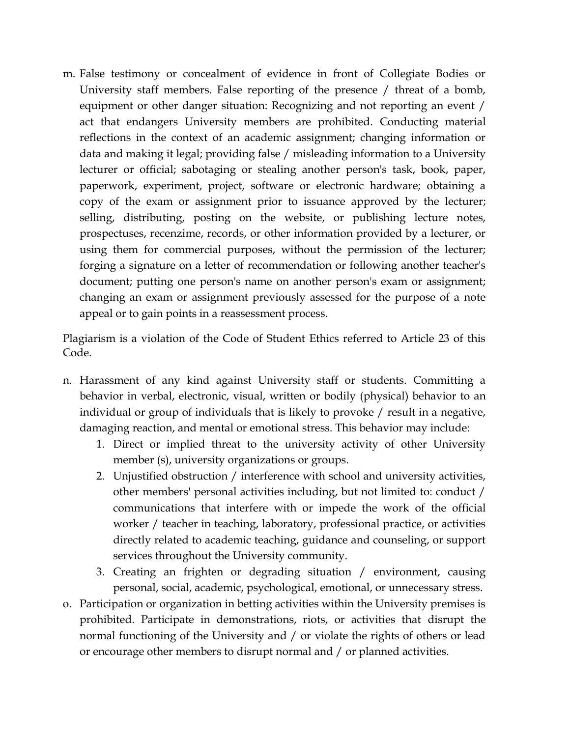m. False testimony or concealment of evidence in front of Collegiate Bodies or University staff members. False reporting of the presence / threat of a bomb, equipment or other danger situation: Recognizing and not reporting an event / act that endangers University members are prohibited. Conducting material reflections in the context of an academic assignment; changing information or data and making it legal; providing false / misleading information to a University lecturer or official; sabotaging or stealing another person's task, book, paper, paperwork, experiment, project, software or electronic hardware; obtaining a copy of the exam or assignment prior to issuance approved by the lecturer; selling, distributing, posting on the website, or publishing lecture notes, prospectuses, recenzime, records, or other information provided by a lecturer, or using them for commercial purposes, without the permission of the lecturer; forging a signature on a letter of recommendation or following another teacher's document; putting one person's name on another person's exam or assignment; changing an exam or assignment previously assessed for the purpose of a note appeal or to gain points in a reassessment process.

Plagiarism is a violation of the Code of Student Ethics referred to Article 23 of this Code.

n. Harassment of any kind against University staff or students. Committing a behavior in verbal, electronic, visual, written or bodily (physical) behavior to an individual or group of individuals that is likely to provoke / result in a negative, damaging reaction, and mental or emotional stress. This behavior may include:
   1. Direct or implied threat to the university activity of other University member (s), university organizations or groups.
   2. Unjustified obstruction / interference with school and university activities, other members' personal activities including, but not limited to: conduct / communications that interfere with or impede the work of the official worker / teacher in teaching, laboratory, professional practice, or activities directly related to academic teaching, guidance and counseling, or support services throughout the University community.
   3. Creating an frighten or degrading situation / environment, causing personal, social, academic, psychological, emotional, or unnecessary stress.
o. Participation or organization in betting activities within the University premises is prohibited. Participate in demonstrations, riots, or activities that disrupt the normal functioning of the University and / or violate the rights of others or lead or encourage other members to disrupt normal and / or planned activities.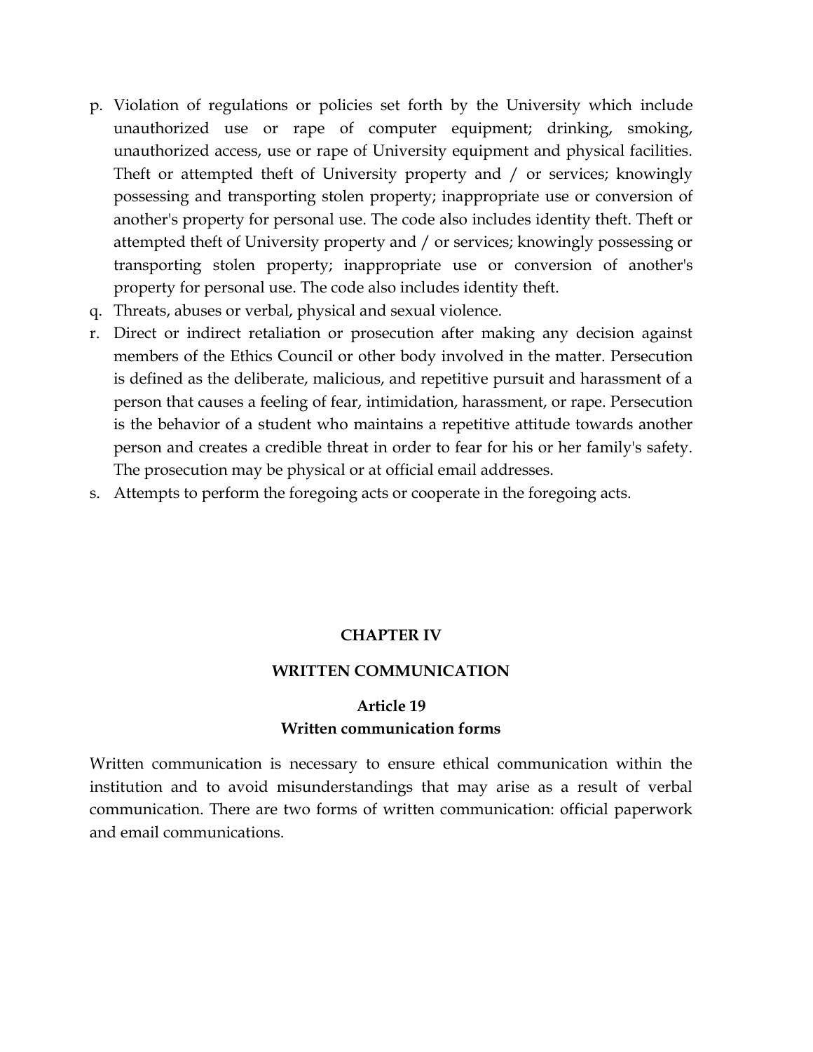p. Violation of regulations or policies set forth by the University which include unauthorized use or rape of computer equipment; drinking, smoking, unauthorized access, use or rape of University equipment and physical facilities. Theft or attempted theft of University property and / or services; knowingly possessing and transporting stolen property; inappropriate use or conversion of another's property for personal use. The code also includes identity theft. Theft or attempted theft of University property and / or services; knowingly possessing or transporting stolen property; inappropriate use or conversion of another's property for personal use. The code also includes identity theft.
q. Threats, abuses or verbal, physical and sexual violence.
r. Direct or indirect retaliation or prosecution after making any decision against members of the Ethics Council or other body involved in the matter. Persecution is defined as the deliberate, malicious, and repetitive pursuit and harassment of a person that causes a feeling of fear, intimidation, harassment, or rape. Persecution is the behavior of a student who maintains a repetitive attitude towards another person and creates a credible threat in order to fear for his or her family's safety. The prosecution may be physical or at official email addresses.
s. Attempts to perform the foregoing acts or cooperate in the foregoing acts.

## CHAPTER IV

## WRITTEN COMMUNICATION

### Article 19
### Written communication forms

Written communication is necessary to ensure ethical communication within the institution and to avoid misunderstandings that may arise as a result of verbal communication. There are two forms of written communication: official paperwork and email communications.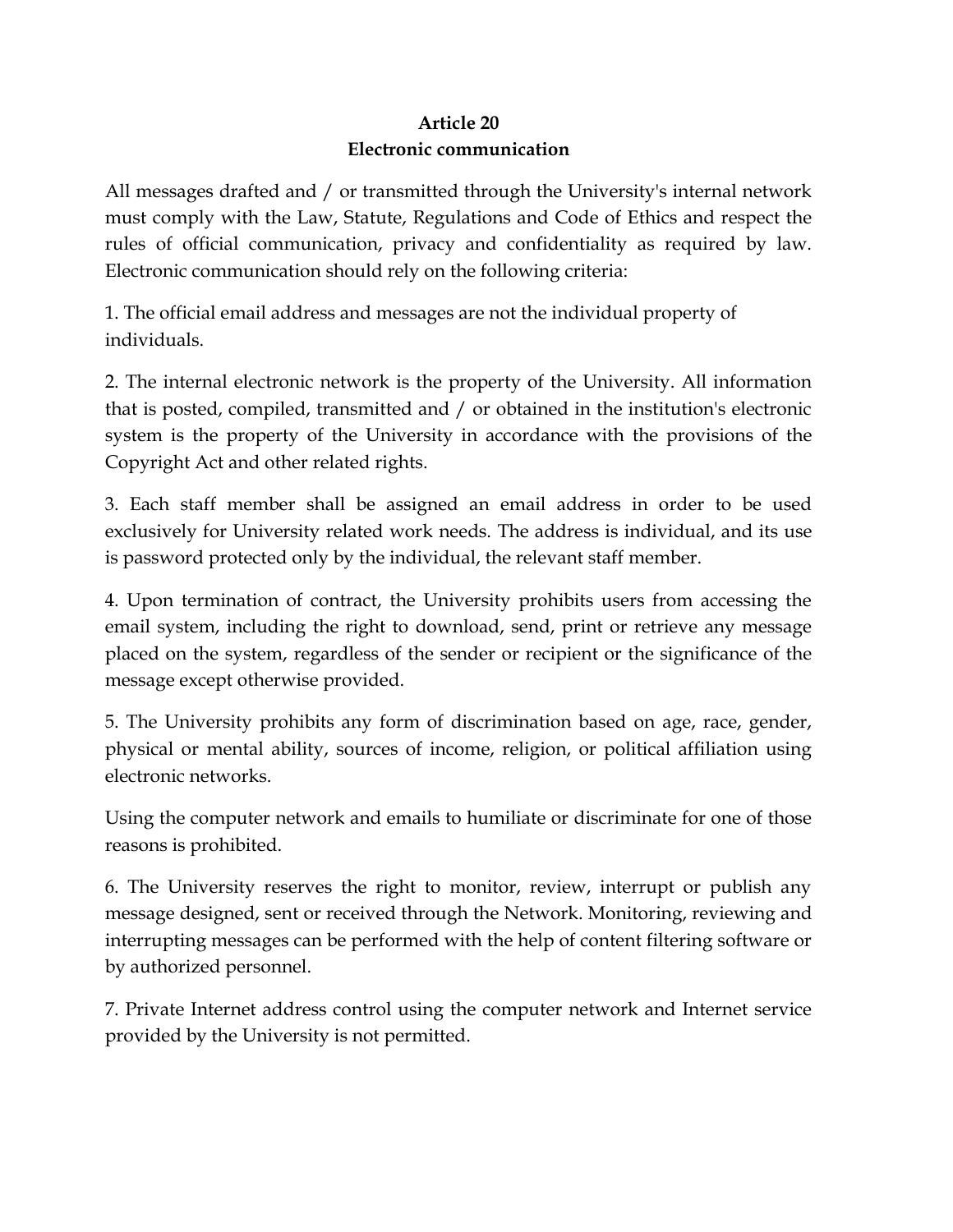## Article 20
## Electronic communication

All messages drafted and / or transmitted through the University's internal network must comply with the Law, Statute, Regulations and Code of Ethics and respect the rules of official communication, privacy and confidentiality as required by law. Electronic communication should rely on the following criteria:

1. The official email address and messages are not the individual property of individuals.

2. The internal electronic network is the property of the University. All information that is posted, compiled, transmitted and / or obtained in the institution's electronic system is the property of the University in accordance with the provisions of the Copyright Act and other related rights.

3. Each staff member shall be assigned an email address in order to be used exclusively for University related work needs. The address is individual, and its use is password protected only by the individual, the relevant staff member.

4. Upon termination of contract, the University prohibits users from accessing the email system, including the right to download, send, print or retrieve any message placed on the system, regardless of the sender or recipient or the significance of the message except otherwise provided.

5. The University prohibits any form of discrimination based on age, race, gender, physical or mental ability, sources of income, religion, or political affiliation using electronic networks.

Using the computer network and emails to humiliate or discriminate for one of those reasons is prohibited.

6. The University reserves the right to monitor, review, interrupt or publish any message designed, sent or received through the Network. Monitoring, reviewing and interrupting messages can be performed with the help of content filtering software or by authorized personnel.

7. Private Internet address control using the computer network and Internet service provided by the University is not permitted.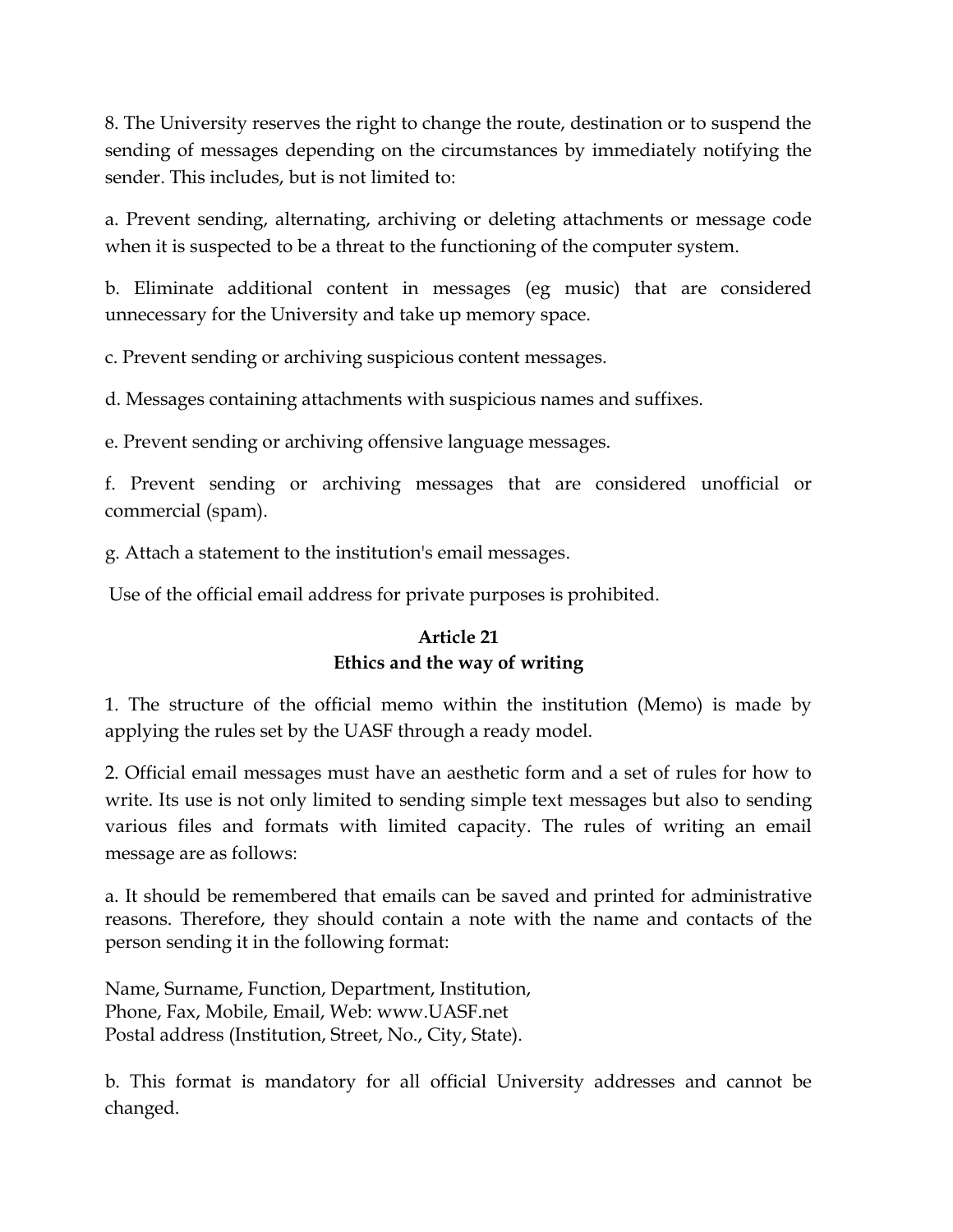8. The University reserves the right to change the route, destination or to suspend the sending of messages depending on the circumstances by immediately notifying the sender. This includes, but is not limited to:

a. Prevent sending, alternating, archiving or deleting attachments or message code when it is suspected to be a threat to the functioning of the computer system.

b. Eliminate additional content in messages (eg music) that are considered unnecessary for the University and take up memory space.

c. Prevent sending or archiving suspicious content messages.

d. Messages containing attachments with suspicious names and suffixes.

e. Prevent sending or archiving offensive language messages.

f. Prevent sending or archiving messages that are considered unofficial or commercial (spam).

g. Attach a statement to the institution's email messages.

Use of the official email address for private purposes is prohibited.

## Article 21
## Ethics and the way of writing

1. The structure of the official memo within the institution (Memo) is made by applying the rules set by the UASF through a ready model.

2. Official email messages must have an aesthetic form and a set of rules for how to write. Its use is not only limited to sending simple text messages but also to sending various files and formats with limited capacity. The rules of writing an email message are as follows:

a. It should be remembered that emails can be saved and printed for administrative reasons. Therefore, they should contain a note with the name and contacts of the person sending it in the following format:

Name, Surname, Function, Department, Institution,
Phone, Fax, Mobile, Email, Web: www.UASF.net
Postal address (Institution, Street, No., City, State).

b. This format is mandatory for all official University addresses and cannot be changed.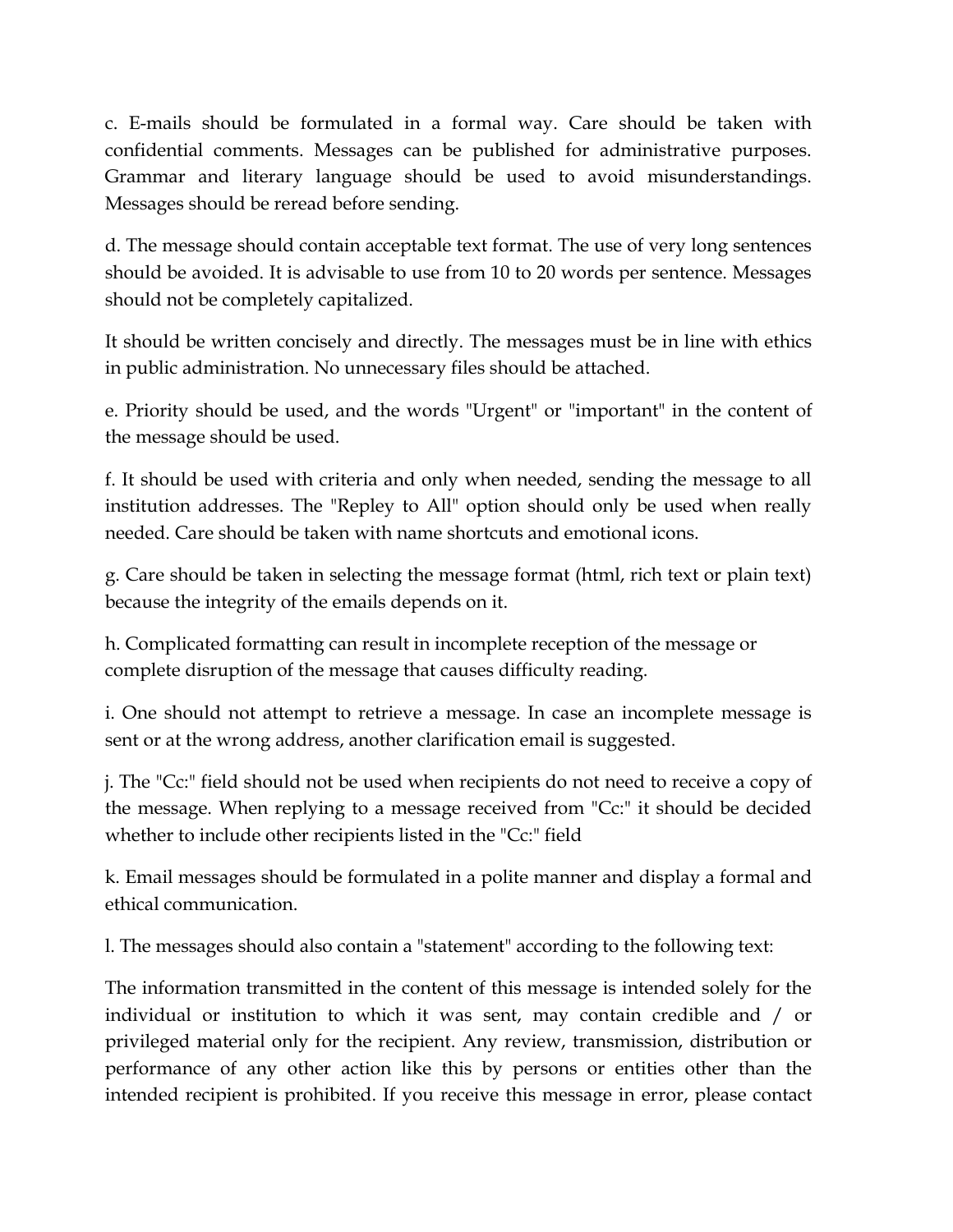c. E-mails should be formulated in a formal way. Care should be taken with confidential comments. Messages can be published for administrative purposes. Grammar and literary language should be used to avoid misunderstandings. Messages should be reread before sending.

d. The message should contain acceptable text format. The use of very long sentences should be avoided. It is advisable to use from 10 to 20 words per sentence. Messages should not be completely capitalized.

It should be written concisely and directly. The messages must be in line with ethics in public administration. No unnecessary files should be attached.

e. Priority should be used, and the words "Urgent" or "important" in the content of the message should be used.

f. It should be used with criteria and only when needed, sending the message to all institution addresses. The "Repley to All" option should only be used when really needed. Care should be taken with name shortcuts and emotional icons.

g. Care should be taken in selecting the message format (html, rich text or plain text) because the integrity of the emails depends on it.

h. Complicated formatting can result in incomplete reception of the message or complete disruption of the message that causes difficulty reading.

i. One should not attempt to retrieve a message. In case an incomplete message is sent or at the wrong address, another clarification email is suggested.

j. The "Cc:" field should not be used when recipients do not need to receive a copy of the message. When replying to a message received from "Cc:" it should be decided whether to include other recipients listed in the "Cc:" field

k. Email messages should be formulated in a polite manner and display a formal and ethical communication.

l. The messages should also contain a "statement" according to the following text:

The information transmitted in the content of this message is intended solely for the individual or institution to which it was sent, may contain credible and / or privileged material only for the recipient. Any review, transmission, distribution or performance of any other action like this by persons or entities other than the intended recipient is prohibited. If you receive this message in error, please contact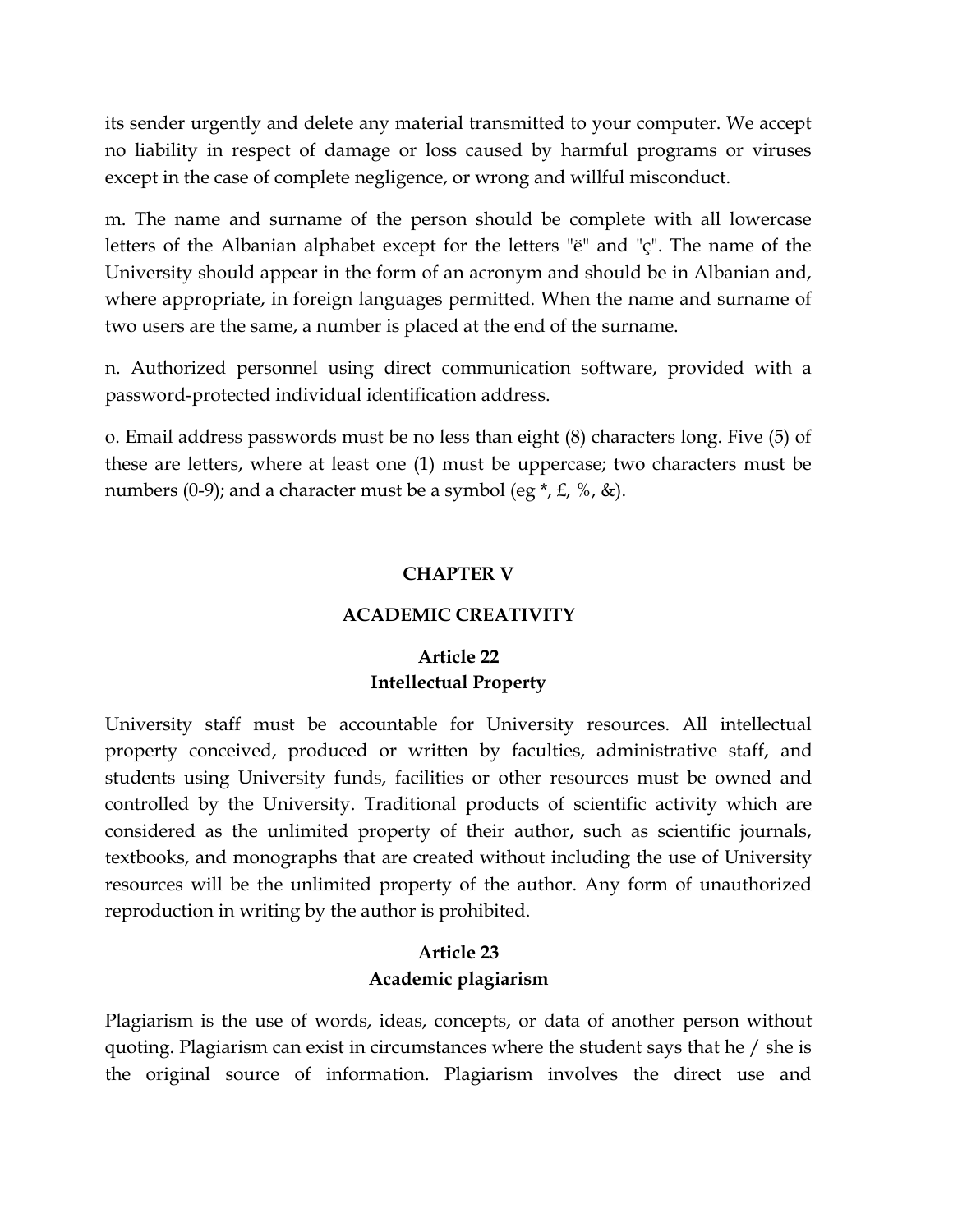its sender urgently and delete any material transmitted to your computer. We accept no liability in respect of damage or loss caused by harmful programs or viruses except in the case of complete negligence, or wrong and willful misconduct.

m. The name and surname of the person should be complete with all lowercase letters of the Albanian alphabet except for the letters "ë" and "ç". The name of the University should appear in the form of an acronym and should be in Albanian and, where appropriate, in foreign languages permitted. When the name and surname of two users are the same, a number is placed at the end of the surname.

n. Authorized personnel using direct communication software, provided with a password-protected individual identification address.

o. Email address passwords must be no less than eight (8) characters long. Five (5) of these are letters, where at least one (1) must be uppercase; two characters must be numbers (0-9); and a character must be a symbol (eg *, £, %, &).

## CHAPTER V

## ACADEMIC CREATIVITY

### Article 22
### Intellectual Property

University staff must be accountable for University resources. All intellectual property conceived, produced or written by faculties, administrative staff, and students using University funds, facilities or other resources must be owned and controlled by the University. Traditional products of scientific activity which are considered as the unlimited property of their author, such as scientific journals, textbooks, and monographs that are created without including the use of University resources will be the unlimited property of the author. Any form of unauthorized reproduction in writing by the author is prohibited.

### Article 23
### Academic plagiarism

Plagiarism is the use of words, ideas, concepts, or data of another person without quoting. Plagiarism can exist in circumstances where the student says that he / she is the original source of information. Plagiarism involves the direct use and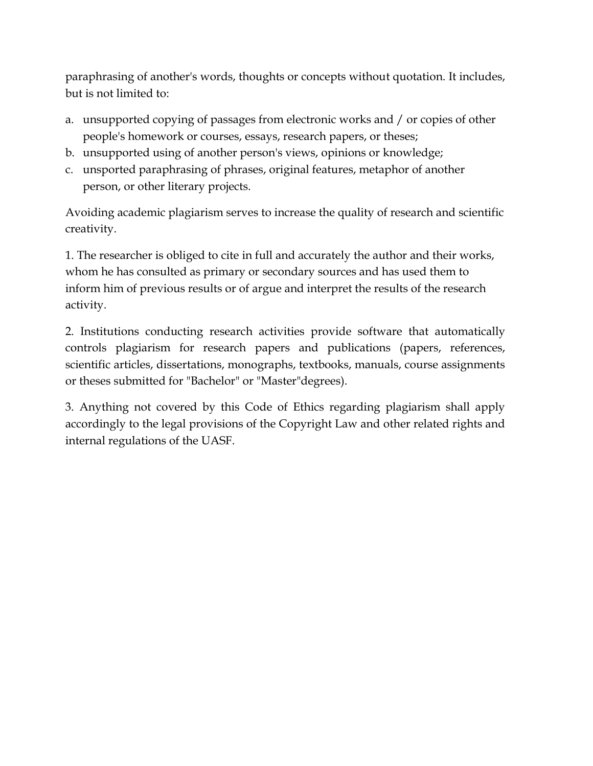paraphrasing of another's words, thoughts or concepts without quotation. It includes, but is not limited to:

a. unsupported copying of passages from electronic works and / or copies of other people's homework or courses, essays, research papers, or theses;
b. unsupported using of another person's views, opinions or knowledge;
c. unsported paraphrasing of phrases, original features, metaphor of another person, or other literary projects.

Avoiding academic plagiarism serves to increase the quality of research and scientific creativity.

1. The researcher is obliged to cite in full and accurately the author and their works, whom he has consulted as primary or secondary sources and has used them to inform him of previous results or of argue and interpret the results of the research activity.

2. Institutions conducting research activities provide software that automatically controls plagiarism for research papers and publications (papers, references, scientific articles, dissertations, monographs, textbooks, manuals, course assignments or theses submitted for "Bachelor" or "Master"degrees).

3. Anything not covered by this Code of Ethics regarding plagiarism shall apply accordingly to the legal provisions of the Copyright Law and other related rights and internal regulations of the UASF.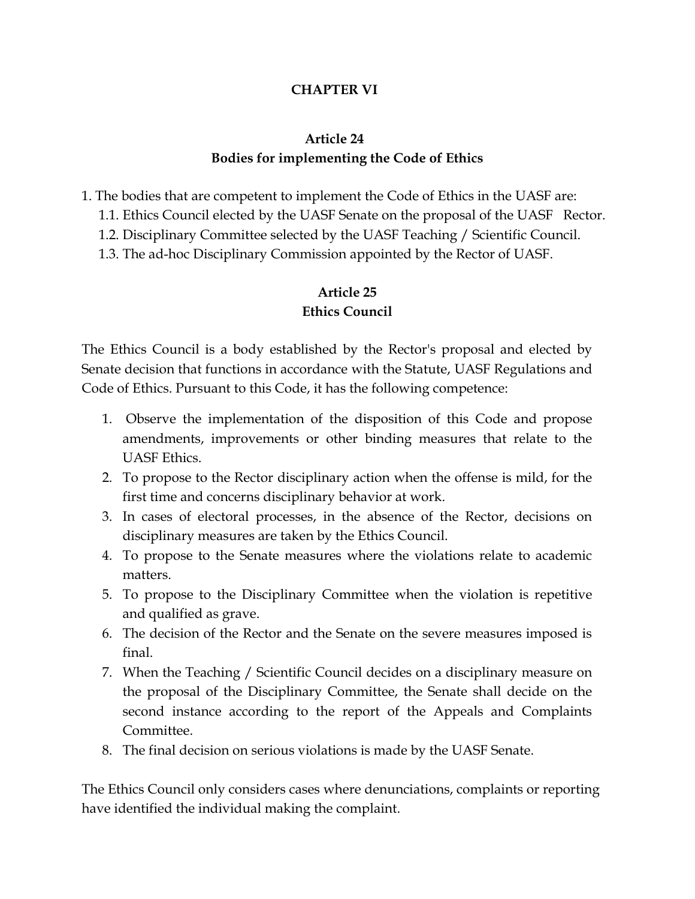## CHAPTER VI

### Article 24
### Bodies for implementing the Code of Ethics

1. The bodies that are competent to implement the Code of Ethics in the UASF are:
   1.1. Ethics Council elected by the UASF Senate on the proposal of the UASF Rector.
   1.2. Disciplinary Committee selected by the UASF Teaching / Scientific Council.
   1.3. The ad-hoc Disciplinary Commission appointed by the Rector of UASF.

### Article 25
### Ethics Council

The Ethics Council is a body established by the Rector's proposal and elected by Senate decision that functions in accordance with the Statute, UASF Regulations and Code of Ethics. Pursuant to this Code, it has the following competence:

1. Observe the implementation of the disposition of this Code and propose amendments, improvements or other binding measures that relate to the UASF Ethics.
2. To propose to the Rector disciplinary action when the offense is mild, for the first time and concerns disciplinary behavior at work.
3. In cases of electoral processes, in the absence of the Rector, decisions on disciplinary measures are taken by the Ethics Council.
4. To propose to the Senate measures where the violations relate to academic matters.
5. To propose to the Disciplinary Committee when the violation is repetitive and qualified as grave.
6. The decision of the Rector and the Senate on the severe measures imposed is final.
7. When the Teaching / Scientific Council decides on a disciplinary measure on the proposal of the Disciplinary Committee, the Senate shall decide on the second instance according to the report of the Appeals and Complaints Committee.
8. The final decision on serious violations is made by the UASF Senate.

The Ethics Council only considers cases where denunciations, complaints or reporting have identified the individual making the complaint.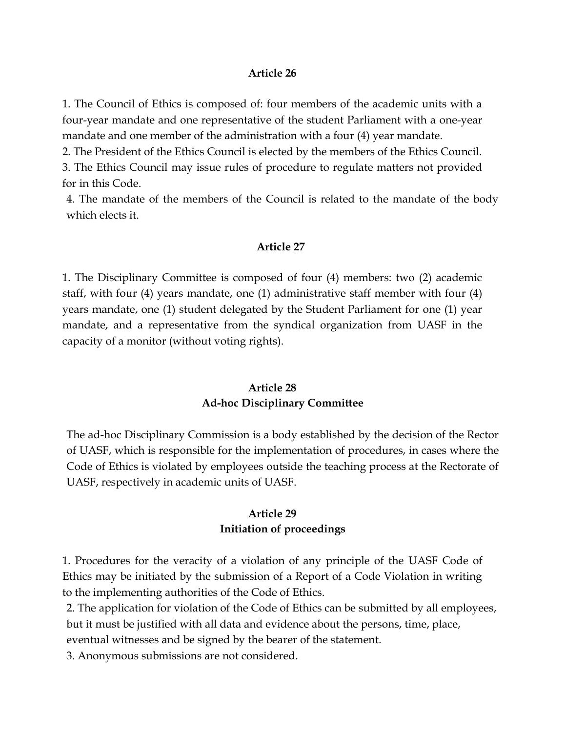### Article 26

1. The Council of Ethics is composed of: four members of the academic units with a four-year mandate and one representative of the student Parliament with a one-year mandate and one member of the administration with a four (4) year mandate.
2. The President of the Ethics Council is elected by the members of the Ethics Council.
3. The Ethics Council may issue rules of procedure to regulate matters not provided for in this Code.
4. The mandate of the members of the Council is related to the mandate of the body which elects it.

### Article 27

1. The Disciplinary Committee is composed of four (4) members: two (2) academic staff, with four (4) years mandate, one (1) administrative staff member with four (4) years mandate, one (1) student delegated by the Student Parliament for one (1) year mandate, and a representative from the syndical organization from UASF in the capacity of a monitor (without voting rights).

### Article 28
### Ad-hoc Disciplinary Committee

The ad-hoc Disciplinary Commission is a body established by the decision of the Rector of UASF, which is responsible for the implementation of procedures, in cases where the Code of Ethics is violated by employees outside the teaching process at the Rectorate of UASF, respectively in academic units of UASF.

### Article 29
### Initiation of proceedings

1. Procedures for the veracity of a violation of any principle of the UASF Code of Ethics may be initiated by the submission of a Report of a Code Violation in writing to the implementing authorities of the Code of Ethics.
2. The application for violation of the Code of Ethics can be submitted by all employees, but it must be justified with all data and evidence about the persons, time, place, eventual witnesses and be signed by the bearer of the statement.
3. Anonymous submissions are not considered.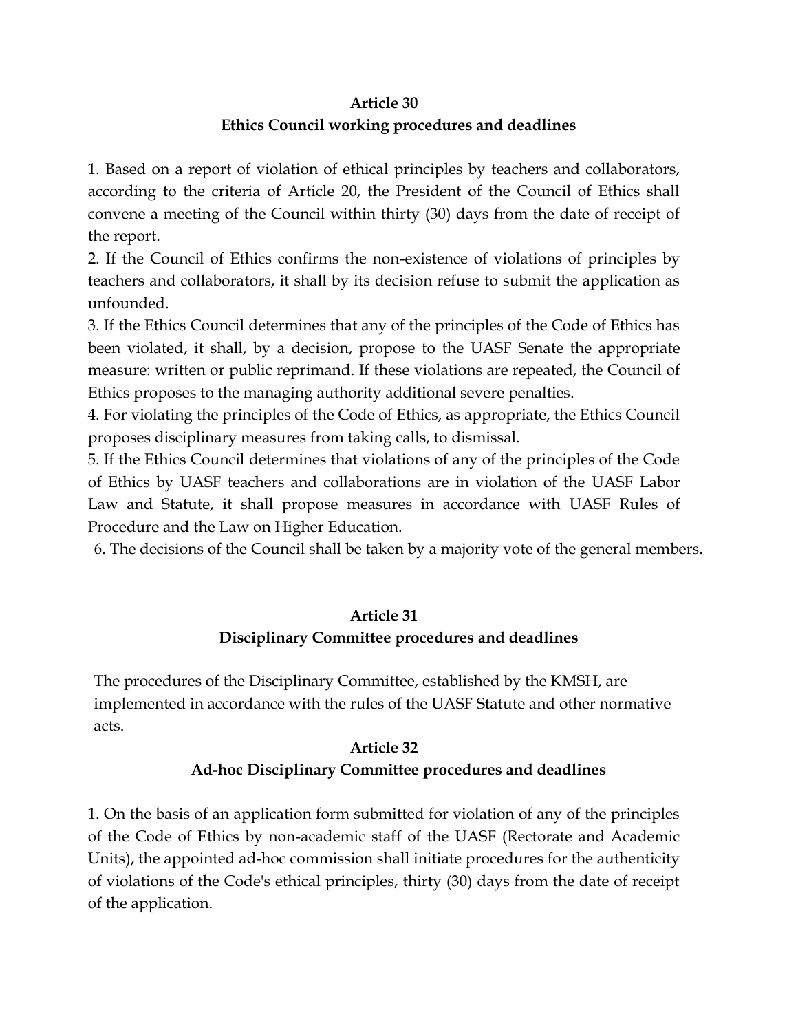**Article 30**
**Ethics Council working procedures and deadlines**

1. Based on a report of violation of ethical principles by teachers and collaborators, according to the criteria of Article 20, the President of the Council of Ethics shall convene a meeting of the Council within thirty (30) days from the date of receipt of the report.
2. If the Council of Ethics confirms the non-existence of violations of principles by teachers and collaborators, it shall by its decision refuse to submit the application as unfounded.
3. If the Ethics Council determines that any of the principles of the Code of Ethics has been violated, it shall, by a decision, propose to the UASF Senate the appropriate measure: written or public reprimand. If these violations are repeated, the Council of Ethics proposes to the managing authority additional severe penalties.
4. For violating the principles of the Code of Ethics, as appropriate, the Ethics Council proposes disciplinary measures from taking calls, to dismissal.
5. If the Ethics Council determines that violations of any of the principles of the Code of Ethics by UASF teachers and collaborations are in violation of the UASF Labor Law and Statute, it shall propose measures in accordance with UASF Rules of Procedure and the Law on Higher Education.
6. The decisions of the Council shall be taken by a majority vote of the general members.

**Article 31**
**Disciplinary Committee procedures and deadlines**

The procedures of the Disciplinary Committee, established by the KMSH, are implemented in accordance with the rules of the UASF Statute and other normative acts.

**Article 32**
**Ad-hoc Disciplinary Committee procedures and deadlines**

1. On the basis of an application form submitted for violation of any of the principles of the Code of Ethics by non-academic staff of the UASF (Rectorate and Academic Units), the appointed ad-hoc commission shall initiate procedures for the authenticity of violations of the Code's ethical principles, thirty (30) days from the date of receipt of the application.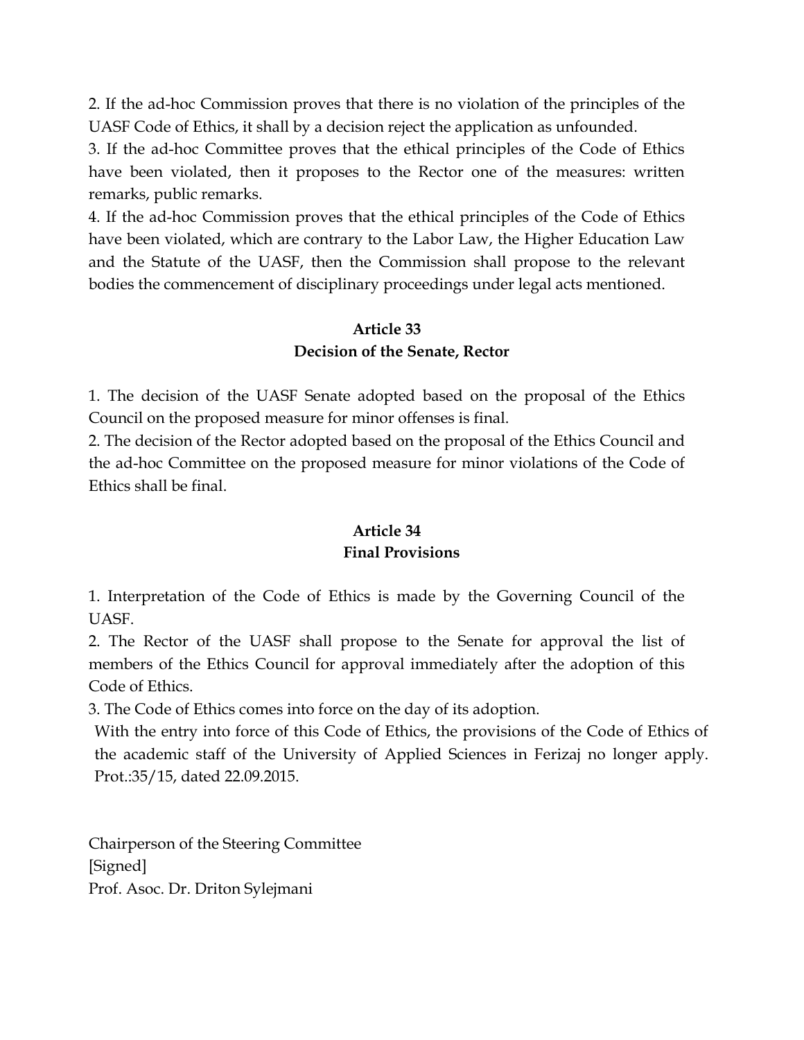2. If the ad-hoc Commission proves that there is no violation of the principles of the UASF Code of Ethics, it shall by a decision reject the application as unfounded.

3. If the ad-hoc Committee proves that the ethical principles of the Code of Ethics have been violated, then it proposes to the Rector one of the measures: written remarks, public remarks.

4. If the ad-hoc Commission proves that the ethical principles of the Code of Ethics have been violated, which are contrary to the Labor Law, the Higher Education Law and the Statute of the UASF, then the Commission shall propose to the relevant bodies the commencement of disciplinary proceedings under legal acts mentioned.

## Article 33
## Decision of the Senate, Rector

1. The decision of the UASF Senate adopted based on the proposal of the Ethics Council on the proposed measure for minor offenses is final.

2. The decision of the Rector adopted based on the proposal of the Ethics Council and the ad-hoc Committee on the proposed measure for minor violations of the Code of Ethics shall be final.

## Article 34
## Final Provisions

1. Interpretation of the Code of Ethics is made by the Governing Council of the UASF.

2. The Rector of the UASF shall propose to the Senate for approval the list of members of the Ethics Council for approval immediately after the adoption of this Code of Ethics.

3. The Code of Ethics comes into force on the day of its adoption.

With the entry into force of this Code of Ethics, the provisions of the Code of Ethics of the academic staff of the University of Applied Sciences in Ferizaj no longer apply. Prot.:35/15, dated 22.09.2015.

Chairperson of the Steering Committee
[Signed]
Prof. Asoc. Dr. Driton Sylejmani